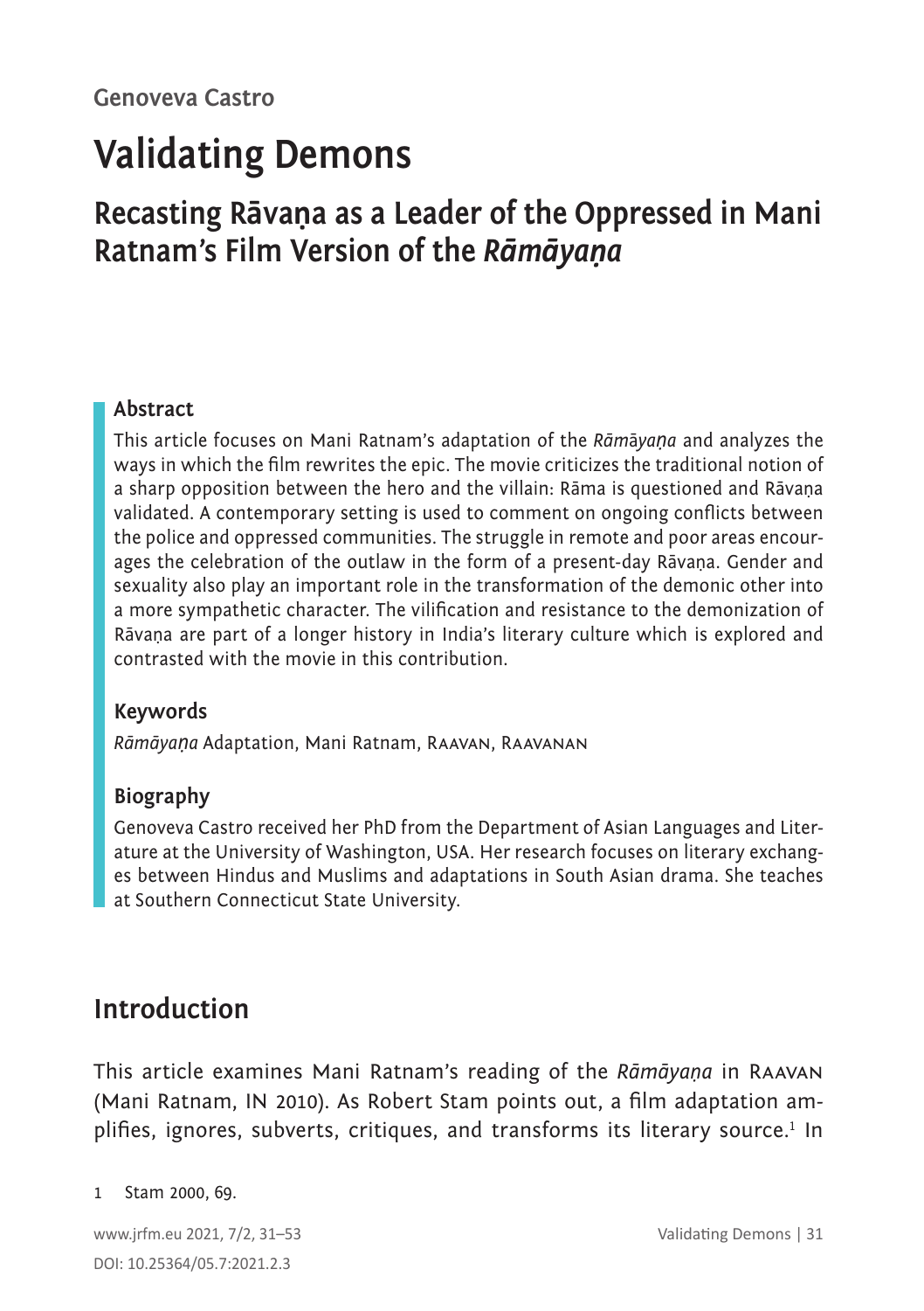Genoveva Castro

# Validating Demons

## Recasting Rāvaṇa as a Leader of the Oppressed in Mani Ratnam's Film Version of the *Rāmāyaṇa*

### Abstract

This article focuses on Mani Ratnam's adaptation of the *Rāmāyaṇa* and analyzes the ways in which the film rewrites the epic. The movie criticizes the traditional notion of a sharp opposition between the hero and the villain: Rāma is questioned and Rāvaṇa validated. A contemporary setting is used to comment on ongoing conflicts between the police and oppressed communities. The struggle in remote and poor areas encourages the celebration of the outlaw in the form of a present-day Rāvaṇa. Gender and sexuality also play an important role in the transformation of the demonic other into a more sympathetic character. The vilification and resistance to the demonization of Rāvaṇa are part of a longer history in India's literary culture which is explored and contrasted with the movie in this contribution.

### Keywords

*Rāmāyaṇa* Adaptation, Mani Ratnam, Raavan, Raavanan

### Biography

Genoveva Castro received her PhD from the Department of Asian Languages and Literature at the University of Washington, USA. Her research focuses on literary exchanges between Hindus and Muslims and adaptations in South Asian drama. She teaches at Southern Connecticut State University.

## Introduction

This article examines Mani Ratnam's reading of the *Rāmāyaṇa* in Raavan (Mani Ratnam, IN 2010). As Robert Stam points out, a film adaptation amplifies, ignores, subverts, critiques, and transforms its literary source.[1] In

1 Stam 2000, 69.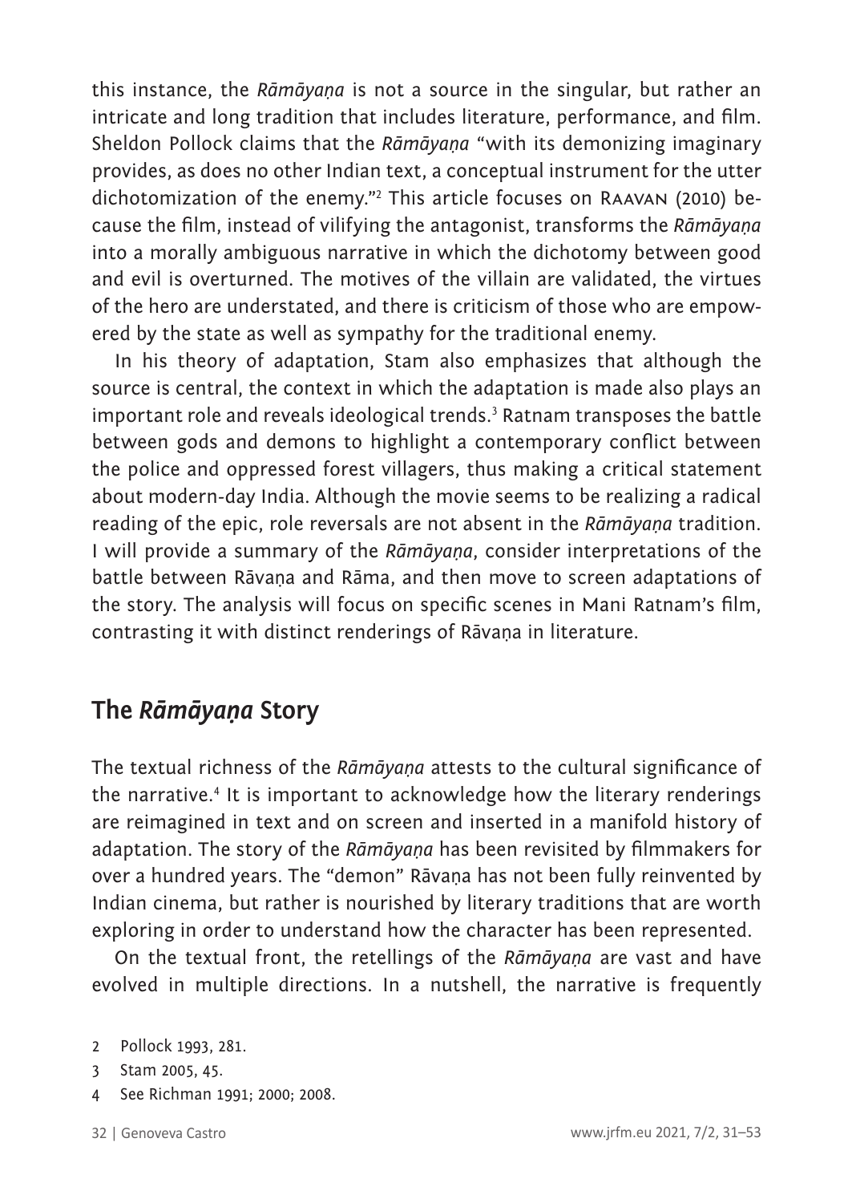this instance, the *Rāmāyaṇa* is not a source in the singular, but rather an intricate and long tradition that includes literature, performance, and film. Sheldon Pollock claims that the *Rāmāyaṇa* "with its demonizing imaginary provides, as does no other Indian text, a conceptual instrument for the utter dichotomization of the enemy."[2] This article focuses on RAAVAN (2010) because the film, instead of vilifying the antagonist, transforms the *Rāmāyaṇa* into a morally ambiguous narrative in which the dichotomy between good and evil is overturned. The motives of the villain are validated, the virtues of the hero are understated, and there is criticism of those who are empowered by the state as well as sympathy for the traditional enemy.

In his theory of adaptation, Stam also emphasizes that although the source is central, the context in which the adaptation is made also plays an important role and reveals ideological trends.[3] Ratnam transposes the battle between gods and demons to highlight a contemporary conflict between the police and oppressed forest villagers, thus making a critical statement about modern-day India. Although the movie seems to be realizing a radical reading of the epic, role reversals are not absent in the *Rāmāyaṇa* tradition. I will provide a summary of the *Rāmāyaṇa*, consider interpretations of the battle between Rāvaṇa and Rāma, and then move to screen adaptations of the story. The analysis will focus on specific scenes in Mani Ratnam's film, contrasting it with distinct renderings of Rāvaṇa in literature.

## The *Rāmāyaṇa* Story

The textual richness of the *Rāmāyaṇa* attests to the cultural significance of the narrative.[4] It is important to acknowledge how the literary renderings are reimagined in text and on screen and inserted in a manifold history of adaptation. The story of the *Rāmāyaṇa* has been revisited by filmmakers for over a hundred years. The "demon" Rāvaṇa has not been fully reinvented by Indian cinema, but rather is nourished by literary traditions that are worth exploring in order to understand how the character has been represented.

On the textual front, the retellings of the *Rāmāyaṇa* are vast and have evolved in multiple directions. In a nutshell, the narrative is frequently

2 Pollock 1993, 281.

3 Stam 2005, 45.

4 See Richman 1991; 2000; 2008.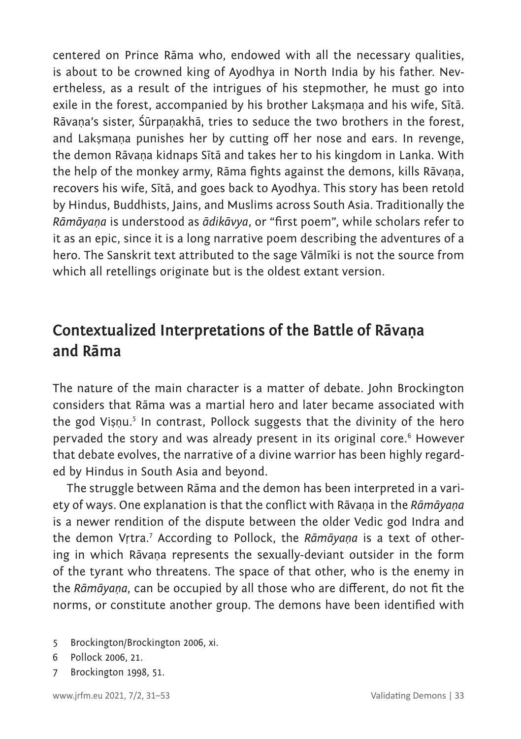centered on Prince Rāma who, endowed with all the necessary qualities, is about to be crowned king of Ayodhya in North India by his father. Nevertheless, as a result of the intrigues of his stepmother, he must go into exile in the forest, accompanied by his brother Lakṣmaṇa and his wife, Sītā. Rāvaṇa's sister, Śūrpaṇakhā, tries to seduce the two brothers in the forest, and Lakṣmaṇa punishes her by cutting off her nose and ears. In revenge, the demon Rāvaṇa kidnaps Sītā and takes her to his kingdom in Lanka. With the help of the monkey army, Rāma fights against the demons, kills Rāvaṇa, recovers his wife, Sītā, and goes back to Ayodhya. This story has been retold by Hindus, Buddhists, Jains, and Muslims across South Asia. Traditionally the *Rāmāyaṇa* is understood as *ādikāvya*, or "first poem", while scholars refer to it as an epic, since it is a long narrative poem describing the adventures of a hero. The Sanskrit text attributed to the sage Vālmīki is not the source from which all retellings originate but is the oldest extant version.

## Contextualized Interpretations of the Battle of Rāvaṇa and Rāma

The nature of the main character is a matter of debate. John Brockington considers that Rāma was a martial hero and later became associated with the god Viṣṇu.[5] In contrast, Pollock suggests that the divinity of the hero pervaded the story and was already present in its original core.[6] However that debate evolves, the narrative of a divine warrior has been highly regarded by Hindus in South Asia and beyond.

The struggle between Rāma and the demon has been interpreted in a variety of ways. One explanation is that the conflict with Rāvaṇa in the *Rāmāyaṇa* is a newer rendition of the dispute between the older Vedic god Indra and the demon Vṛtra.[7] According to Pollock, the *Rāmāyaṇa* is a text of othering in which Rāvaṇa represents the sexually-deviant outsider in the form of the tyrant who threatens. The space of that other, who is the enemy in the *Rāmāyaṇa*, can be occupied by all those who are different, do not fit the norms, or constitute another group. The demons have been identified with

5 Brockington/Brockington 2006, xi.

6 Pollock 2006, 21.

7 Brockington 1998, 51.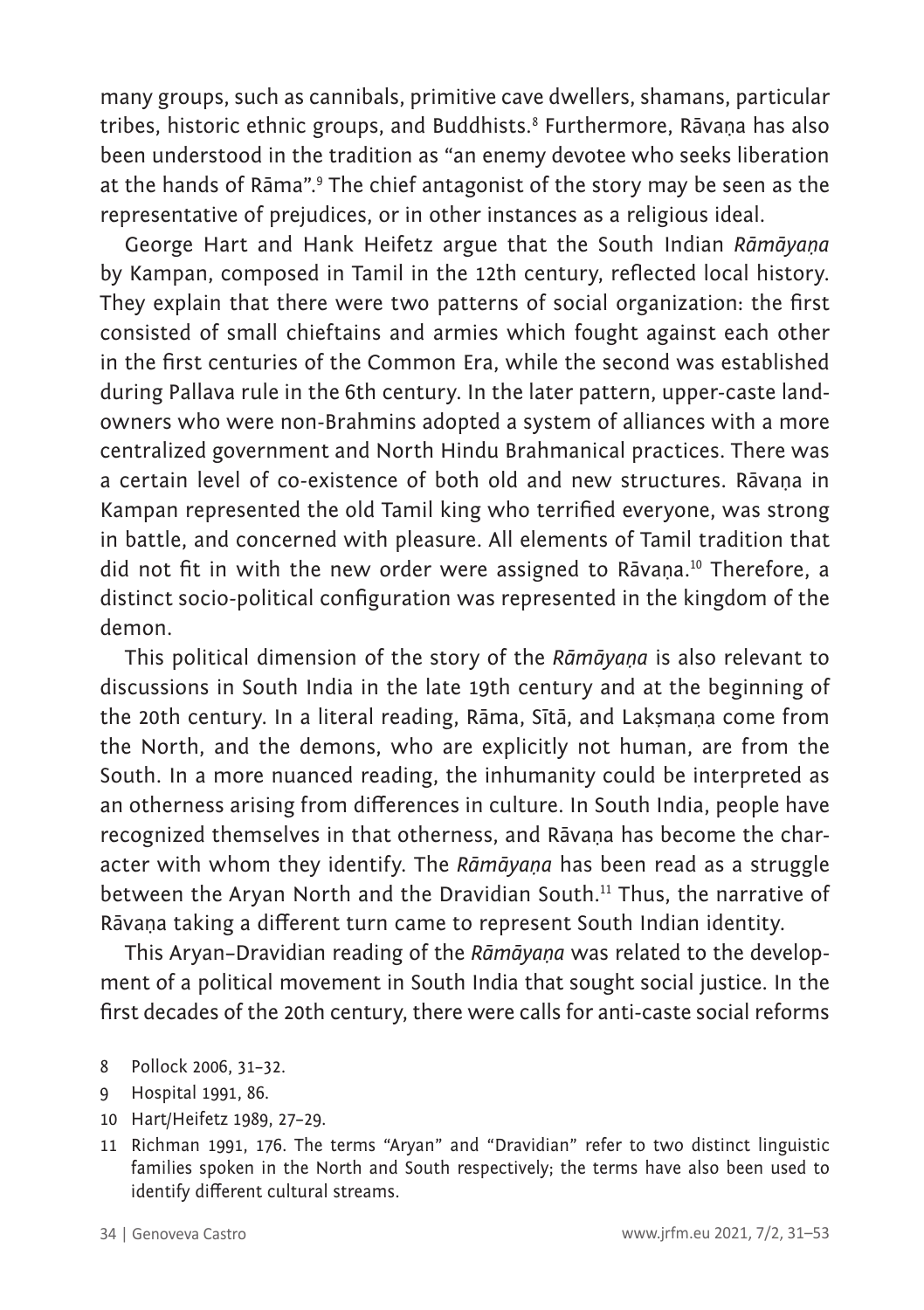many groups, such as cannibals, primitive cave dwellers, shamans, particular tribes, historic ethnic groups, and Buddhists.[8] Furthermore, Rāvaṇa has also been understood in the tradition as "an enemy devotee who seeks liberation at the hands of Rāma".[9] The chief antagonist of the story may be seen as the representative of prejudices, or in other instances as a religious ideal.

George Hart and Hank Heifetz argue that the South Indian *Rāmāyaṇa* by Kampan, composed in Tamil in the 12th century, reflected local history. They explain that there were two patterns of social organization: the first consisted of small chieftains and armies which fought against each other in the first centuries of the Common Era, while the second was established during Pallava rule in the 6th century. In the later pattern, upper-caste landowners who were non-Brahmins adopted a system of alliances with a more centralized government and North Hindu Brahmanical practices. There was a certain level of co-existence of both old and new structures. Rāvaṇa in Kampan represented the old Tamil king who terrified everyone, was strong in battle, and concerned with pleasure. All elements of Tamil tradition that did not fit in with the new order were assigned to Rāvaṇa.[10] Therefore, a distinct socio-political configuration was represented in the kingdom of the demon.

This political dimension of the story of the *Rāmāyaṇa* is also relevant to discussions in South India in the late 19th century and at the beginning of the 20th century. In a literal reading, Rāma, Sītā, and Lakṣmaṇa come from the North, and the demons, who are explicitly not human, are from the South. In a more nuanced reading, the inhumanity could be interpreted as an otherness arising from differences in culture. In South India, people have recognized themselves in that otherness, and Rāvaṇa has become the character with whom they identify. The *Rāmāyaṇa* has been read as a struggle between the Aryan North and the Dravidian South.[11] Thus, the narrative of Rāvaṇa taking a different turn came to represent South Indian identity.

This Aryan–Dravidian reading of the *Rāmāyaṇa* was related to the development of a political movement in South India that sought social justice. In the first decades of the 20th century, there were calls for anti-caste social reforms

8 Pollock 2006, 31–32.

9 Hospital 1991, 86.

10 Hart/Heifetz 1989, 27–29.

11 Richman 1991, 176. The terms "Aryan" and "Dravidian" refer to two distinct linguistic families spoken in the North and South respectively; the terms have also been used to identify different cultural streams.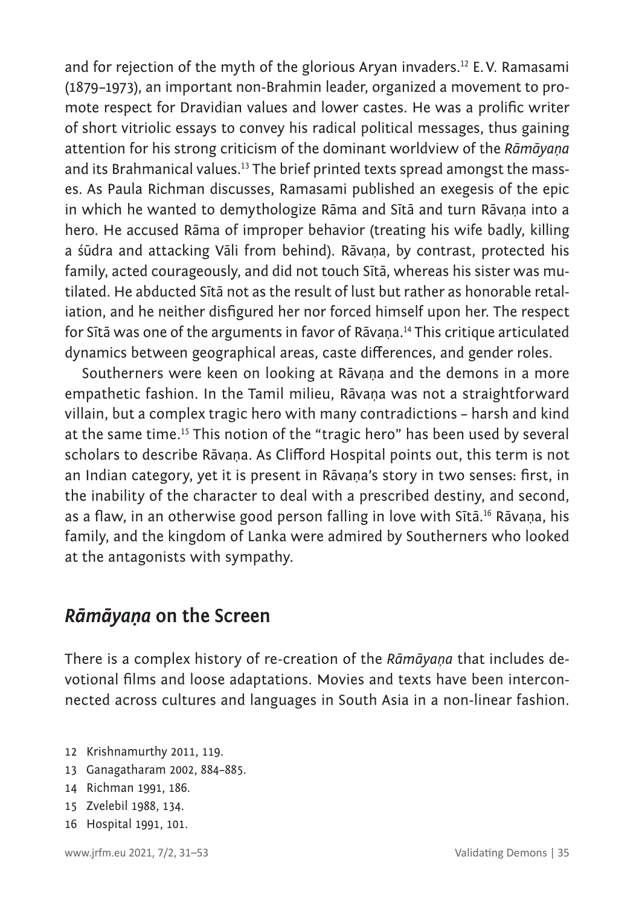and for rejection of the myth of the glorious Aryan invaders.[12] E.V. Ramasami (1879–1973), an important non-Brahmin leader, organized a movement to promote respect for Dravidian values and lower castes. He was a prolific writer of short vitriolic essays to convey his radical political messages, thus gaining attention for his strong criticism of the dominant worldview of the *Rāmāyaṇa* and its Brahmanical values.[13] The brief printed texts spread amongst the masses. As Paula Richman discusses, Ramasami published an exegesis of the epic in which he wanted to demythologize Rāma and Sītā and turn Rāvaṇa into a hero. He accused Rāma of improper behavior (treating his wife badly, killing a śūdra and attacking Vāli from behind). Rāvaṇa, by contrast, protected his family, acted courageously, and did not touch Sītā, whereas his sister was mutilated. He abducted Sītā not as the result of lust but rather as honorable retaliation, and he neither disfigured her nor forced himself upon her. The respect for Sītā was one of the arguments in favor of Rāvaṇa.[14] This critique articulated dynamics between geographical areas, caste differences, and gender roles.

Southerners were keen on looking at Rāvaṇa and the demons in a more empathetic fashion. In the Tamil milieu, Rāvaṇa was not a straightforward villain, but a complex tragic hero with many contradictions – harsh and kind at the same time.[15] This notion of the "tragic hero" has been used by several scholars to describe Rāvaṇa. As Clifford Hospital points out, this term is not an Indian category, yet it is present in Rāvaṇa's story in two senses: first, in the inability of the character to deal with a prescribed destiny, and second, as a flaw, in an otherwise good person falling in love with Sītā.[16] Rāvaṇa, his family, and the kingdom of Lanka were admired by Southerners who looked at the antagonists with sympathy.

## *Rāmāyaṇa* on the Screen

There is a complex history of re-creation of the *Rāmāyaṇa* that includes devotional films and loose adaptations. Movies and texts have been interconnected across cultures and languages in South Asia in a non-linear fashion.

12 Krishnamurthy 2011, 119.

13 Ganagatharam 2002, 884–885.

14 Richman 1991, 186.

15 Zvelebil 1988, 134.

16 Hospital 1991, 101.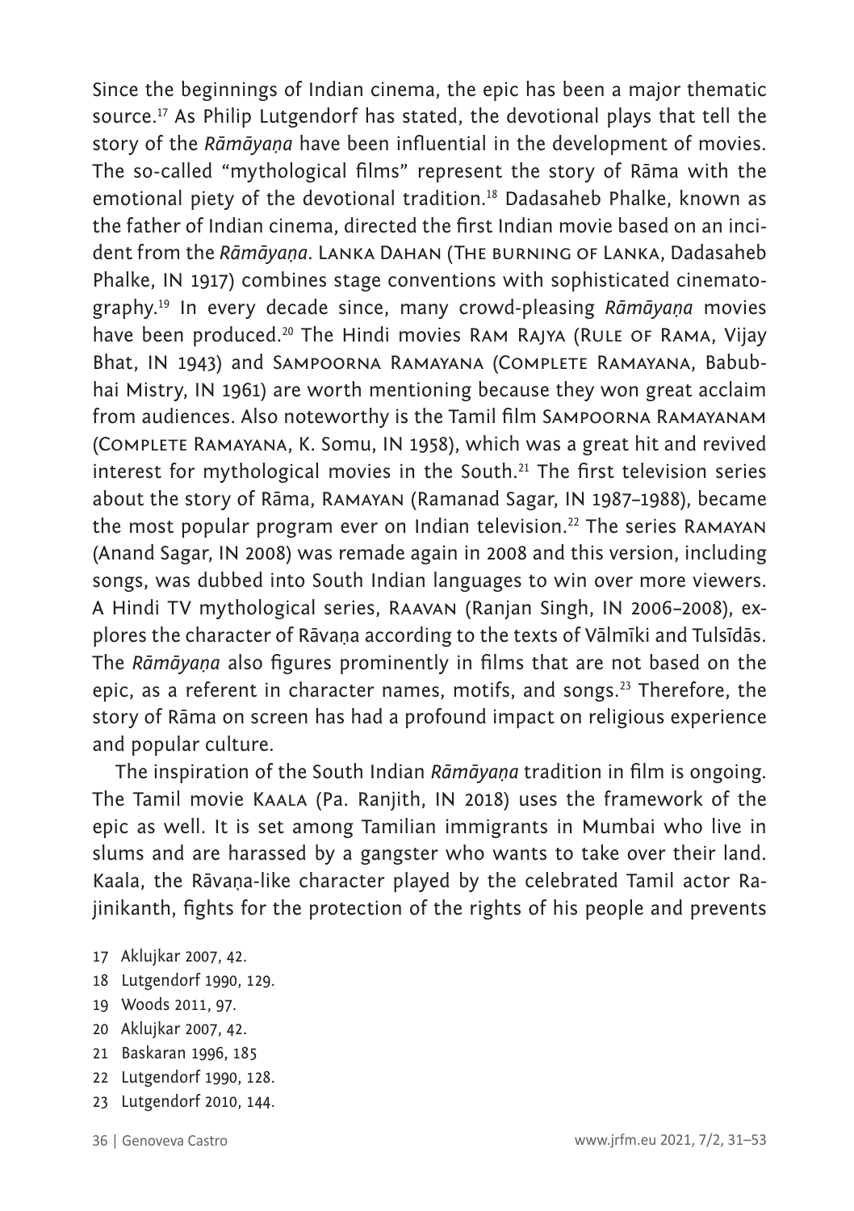Since the beginnings of Indian cinema, the epic has been a major thematic source.[17] As Philip Lutgendorf has stated, the devotional plays that tell the story of the *Rāmāyaṇa* have been influential in the development of movies. The so-called "mythological films" represent the story of Rāma with the emotional piety of the devotional tradition.[18] Dadasaheb Phalke, known as the father of Indian cinema, directed the first Indian movie based on an incident from the *Rāmāyaṇa*. Lanka Dahan (The burning of Lanka, Dadasaheb Phalke, IN 1917) combines stage conventions with sophisticated cinematography.[19] In every decade since, many crowd-pleasing *Rāmāyaṇa* movies have been produced.[20] The Hindi movies Ram Rajya (Rule of Rama, Vijay Bhat, IN 1943) and Sampoorna Ramayana (Complete Ramayana, Babubhai Mistry, IN 1961) are worth mentioning because they won great acclaim from audiences. Also noteworthy is the Tamil film Sampoorna Ramayanam (Complete Ramayana, K. Somu, IN 1958), which was a great hit and revived interest for mythological movies in the South.[21] The first television series about the story of Rāma, Ramayan (Ramanad Sagar, IN 1987–1988), became the most popular program ever on Indian television.[22] The series Ramayan (Anand Sagar, IN 2008) was remade again in 2008 and this version, including songs, was dubbed into South Indian languages to win over more viewers. A Hindi TV mythological series, Raavan (Ranjan Singh, IN 2006–2008), explores the character of Rāvaṇa according to the texts of Vālmīki and Tulsīdās. The *Rāmāyaṇa* also figures prominently in films that are not based on the epic, as a referent in character names, motifs, and songs.[23] Therefore, the story of Rāma on screen has had a profound impact on religious experience and popular culture.

The inspiration of the South Indian *Rāmāyaṇa* tradition in film is ongoing. The Tamil movie Kaala (Pa. Ranjith, IN 2018) uses the framework of the epic as well. It is set among Tamilian immigrants in Mumbai who live in slums and are harassed by a gangster who wants to take over their land. Kaala, the Rāvaṇa-like character played by the celebrated Tamil actor Rajinikanth, fights for the protection of the rights of his people and prevents

17 Aklujkar 2007, 42.
18 Lutgendorf 1990, 129.
19 Woods 2011, 97.
20 Aklujkar 2007, 42.
21 Baskaran 1996, 185
22 Lutgendorf 1990, 128.
23 Lutgendorf 2010, 144.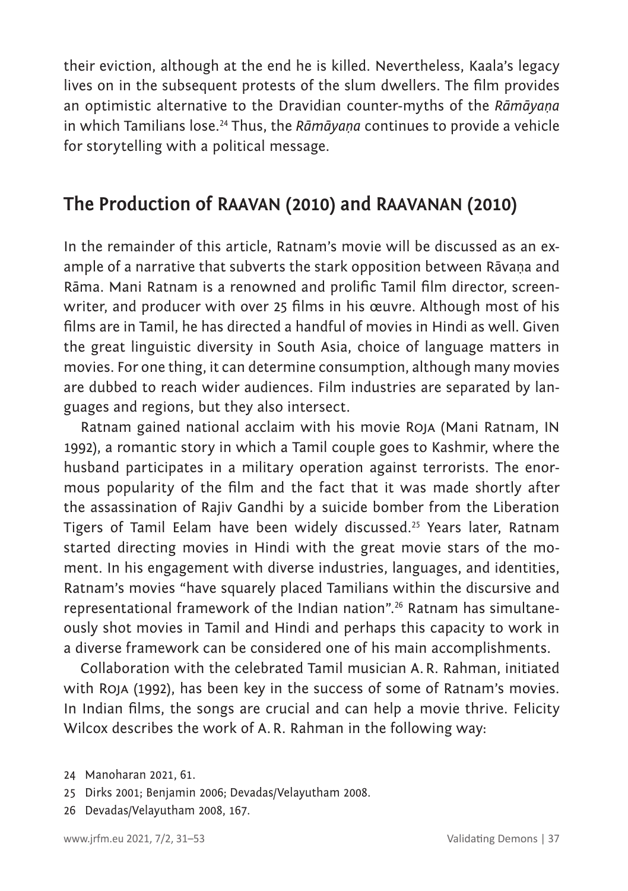their eviction, although at the end he is killed. Nevertheless, Kaala's legacy lives on in the subsequent protests of the slum dwellers. The film provides an optimistic alternative to the Dravidian counter-myths of the *Rāmāyaṇa* in which Tamilians lose.[24] Thus, the *Rāmāyaṇa* continues to provide a vehicle for storytelling with a political message.

## The Production of RAAVAN (2010) and RAAVANAN (2010)

In the remainder of this article, Ratnam's movie will be discussed as an example of a narrative that subverts the stark opposition between Rāvaṇa and Rāma. Mani Ratnam is a renowned and prolific Tamil film director, screenwriter, and producer with over 25 films in his œuvre. Although most of his films are in Tamil, he has directed a handful of movies in Hindi as well. Given the great linguistic diversity in South Asia, choice of language matters in movies. For one thing, it can determine consumption, although many movies are dubbed to reach wider audiences. Film industries are separated by languages and regions, but they also intersect.

Ratnam gained national acclaim with his movie ROJA (Mani Ratnam, IN 1992), a romantic story in which a Tamil couple goes to Kashmir, where the husband participates in a military operation against terrorists. The enormous popularity of the film and the fact that it was made shortly after the assassination of Rajiv Gandhi by a suicide bomber from the Liberation Tigers of Tamil Eelam have been widely discussed.[25] Years later, Ratnam started directing movies in Hindi with the great movie stars of the moment. In his engagement with diverse industries, languages, and identities, Ratnam's movies "have squarely placed Tamilians within the discursive and representational framework of the Indian nation".[26] Ratnam has simultaneously shot movies in Tamil and Hindi and perhaps this capacity to work in a diverse framework can be considered one of his main accomplishments.

Collaboration with the celebrated Tamil musician A. R. Rahman, initiated with ROJA (1992), has been key in the success of some of Ratnam's movies. In Indian films, the songs are crucial and can help a movie thrive. Felicity Wilcox describes the work of A. R. Rahman in the following way:

24 Manoharan 2021, 61.

25 Dirks 2001; Benjamin 2006; Devadas/Velayutham 2008.

26 Devadas/Velayutham 2008, 167.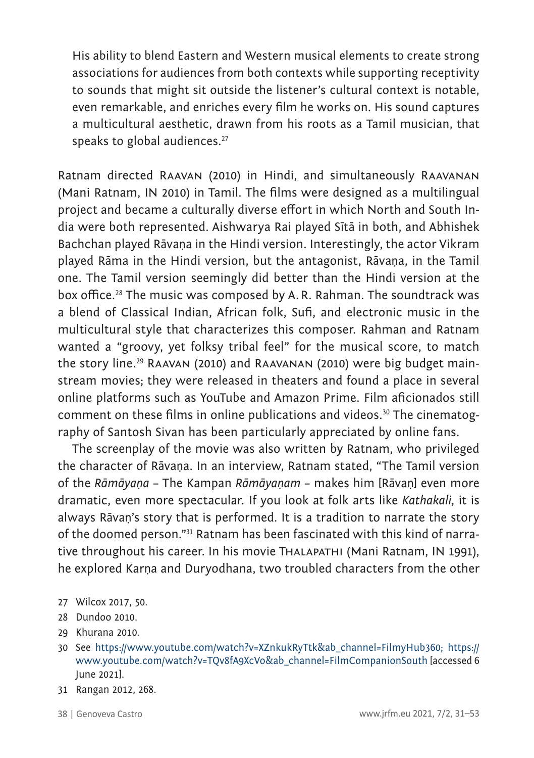> His ability to blend Eastern and Western musical elements to create strong associations for audiences from both contexts while supporting receptivity to sounds that might sit outside the listener's cultural context is notable, even remarkable, and enriches every film he works on. His sound captures a multicultural aesthetic, drawn from his roots as a Tamil musician, that speaks to global audiences.[27]

Ratnam directed RAAVAN (2010) in Hindi, and simultaneously RAAVANAN (Mani Ratnam, IN 2010) in Tamil. The films were designed as a multilingual project and became a culturally diverse effort in which North and South India were both represented. Aishwarya Rai played Sītā in both, and Abhishek Bachchan played Rāvaṇa in the Hindi version. Interestingly, the actor Vikram played Rāma in the Hindi version, but the antagonist, Rāvaṇa, in the Tamil one. The Tamil version seemingly did better than the Hindi version at the box office.[28] The music was composed by A. R. Rahman. The soundtrack was a blend of Classical Indian, African folk, Sufi, and electronic music in the multicultural style that characterizes this composer. Rahman and Ratnam wanted a "groovy, yet folksy tribal feel" for the musical score, to match the story line.[29] RAAVAN (2010) and RAAVANAN (2010) were big budget mainstream movies; they were released in theaters and found a place in several online platforms such as YouTube and Amazon Prime. Film aficionados still comment on these films in online publications and videos.[30] The cinematography of Santosh Sivan has been particularly appreciated by online fans.

The screenplay of the movie was also written by Ratnam, who privileged the character of Rāvaṇa. In an interview, Ratnam stated, "The Tamil version of the *Rāmāyaṇa* – The Kampan *Rāmāyaṇam* – makes him [Rāvaṇ] even more dramatic, even more spectacular. If you look at folk arts like *Kathakali*, it is always Rāvaṇ's story that is performed. It is a tradition to narrate the story of the doomed person."[31] Ratnam has been fascinated with this kind of narrative throughout his career. In his movie THALAPATHI (Mani Ratnam, IN 1991), he explored Karṇa and Duryodhana, two troubled characters from the other

27 Wilcox 2017, 50.

28 Dundoo 2010.

29 Khurana 2010.

30 See https://www.youtube.com/watch?v=XZnkukRyTtk&ab_channel=FilmyHub360; https://www.youtube.com/watch?v=TQv8fA9XcVo&ab_channel=FilmCompanionSouth [accessed 6 June 2021].

31 Rangan 2012, 268.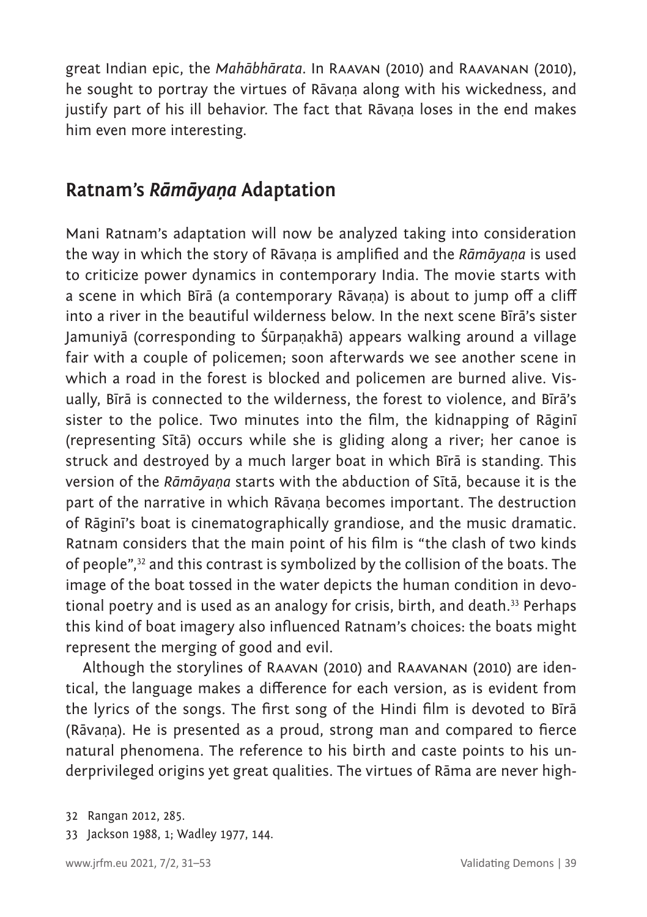great Indian epic, the *Mahābhārata*. In RAAVAN (2010) and RAAVANAN (2010), he sought to portray the virtues of Rāvaṇa along with his wickedness, and justify part of his ill behavior. The fact that Rāvaṇa loses in the end makes him even more interesting.

## Ratnam's *Rāmāyaṇa* Adaptation

Mani Ratnam's adaptation will now be analyzed taking into consideration the way in which the story of Rāvaṇa is amplified and the *Rāmāyaṇa* is used to criticize power dynamics in contemporary India. The movie starts with a scene in which Bīrā (a contemporary Rāvaṇa) is about to jump off a cliff into a river in the beautiful wilderness below. In the next scene Bīrā's sister Jamuniyā (corresponding to Śūrpaṇakhā) appears walking around a village fair with a couple of policemen; soon afterwards we see another scene in which a road in the forest is blocked and policemen are burned alive. Visually, Bīrā is connected to the wilderness, the forest to violence, and Bīrā's sister to the police. Two minutes into the film, the kidnapping of Rāginī (representing Sītā) occurs while she is gliding along a river; her canoe is struck and destroyed by a much larger boat in which Bīrā is standing. This version of the *Rāmāyaṇa* starts with the abduction of Sītā, because it is the part of the narrative in which Rāvaṇa becomes important. The destruction of Rāginī's boat is cinematographically grandiose, and the music dramatic. Ratnam considers that the main point of his film is "the clash of two kinds of people",[32] and this contrast is symbolized by the collision of the boats. The image of the boat tossed in the water depicts the human condition in devotional poetry and is used as an analogy for crisis, birth, and death.[33] Perhaps this kind of boat imagery also influenced Ratnam's choices: the boats might represent the merging of good and evil.

Although the storylines of RAAVAN (2010) and RAAVANAN (2010) are identical, the language makes a difference for each version, as is evident from the lyrics of the songs. The first song of the Hindi film is devoted to Bīrā (Rāvaṇa). He is presented as a proud, strong man and compared to fierce natural phenomena. The reference to his birth and caste points to his underprivileged origins yet great qualities. The virtues of Rāma are never high-

32 Rangan 2012, 285.

33 Jackson 1988, 1; Wadley 1977, 144.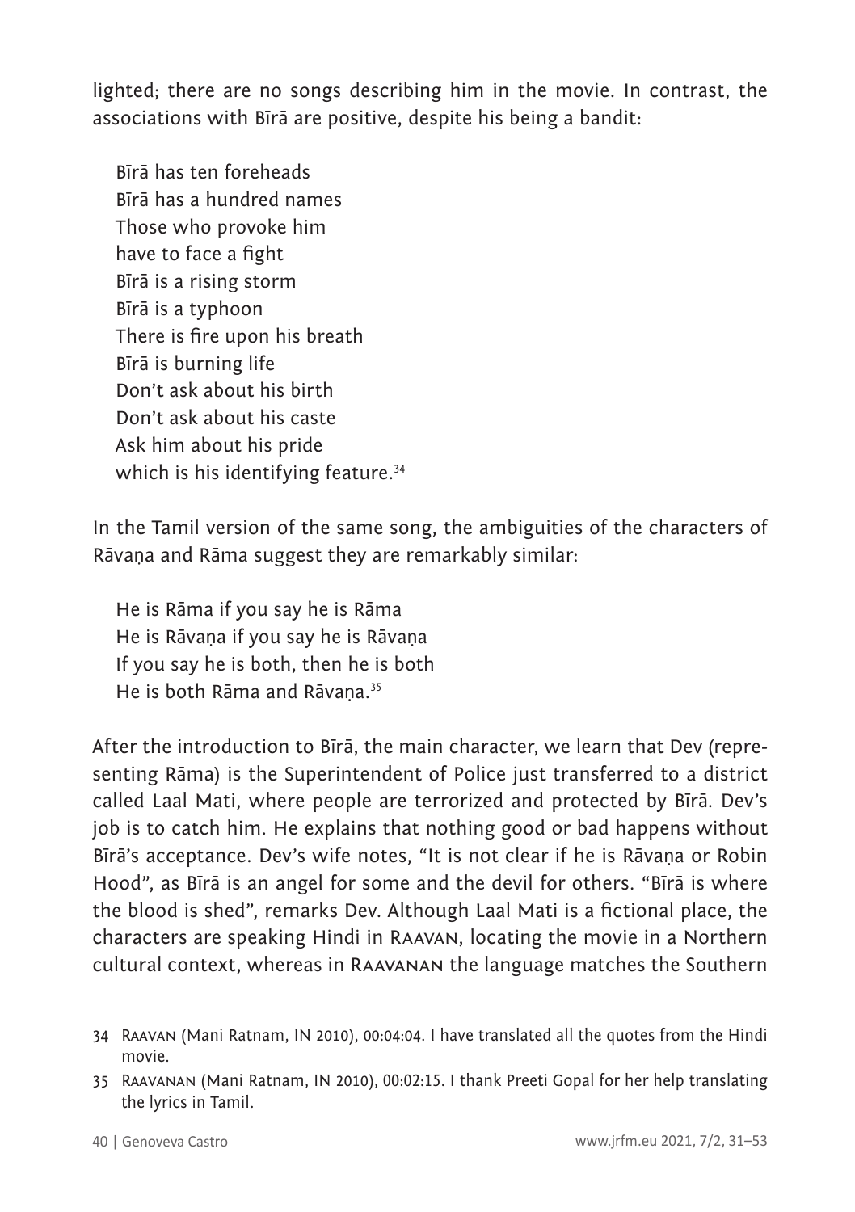lighted; there are no songs describing him in the movie. In contrast, the associations with Bīrā are positive, despite his being a bandit:

> Bīrā has ten foreheads
> Bīrā has a hundred names
> Those who provoke him
> have to face a fight
> Bīrā is a rising storm
> Bīrā is a typhoon
> There is fire upon his breath
> Bīrā is burning life
> Don't ask about his birth
> Don't ask about his caste
> Ask him about his pride
> which is his identifying feature.[34]

In the Tamil version of the same song, the ambiguities of the characters of Rāvaṇa and Rāma suggest they are remarkably similar:

> He is Rāma if you say he is Rāma
> He is Rāvaṇa if you say he is Rāvaṇa
> If you say he is both, then he is both
> He is both Rāma and Rāvaṇa.[35]

After the introduction to Bīrā, the main character, we learn that Dev (representing Rāma) is the Superintendent of Police just transferred to a district called Laal Mati, where people are terrorized and protected by Bīrā. Dev's job is to catch him. He explains that nothing good or bad happens without Bīrā's acceptance. Dev's wife notes, "It is not clear if he is Rāvaṇa or Robin Hood", as Bīrā is an angel for some and the devil for others. "Bīrā is where the blood is shed", remarks Dev. Although Laal Mati is a fictional place, the characters are speaking Hindi in Raavan, locating the movie in a Northern cultural context, whereas in Raavanan the language matches the Southern

34 Raavan (Mani Ratnam, IN 2010), 00:04:04. I have translated all the quotes from the Hindi movie.

35 Raavanan (Mani Ratnam, IN 2010), 00:02:15. I thank Preeti Gopal for her help translating the lyrics in Tamil.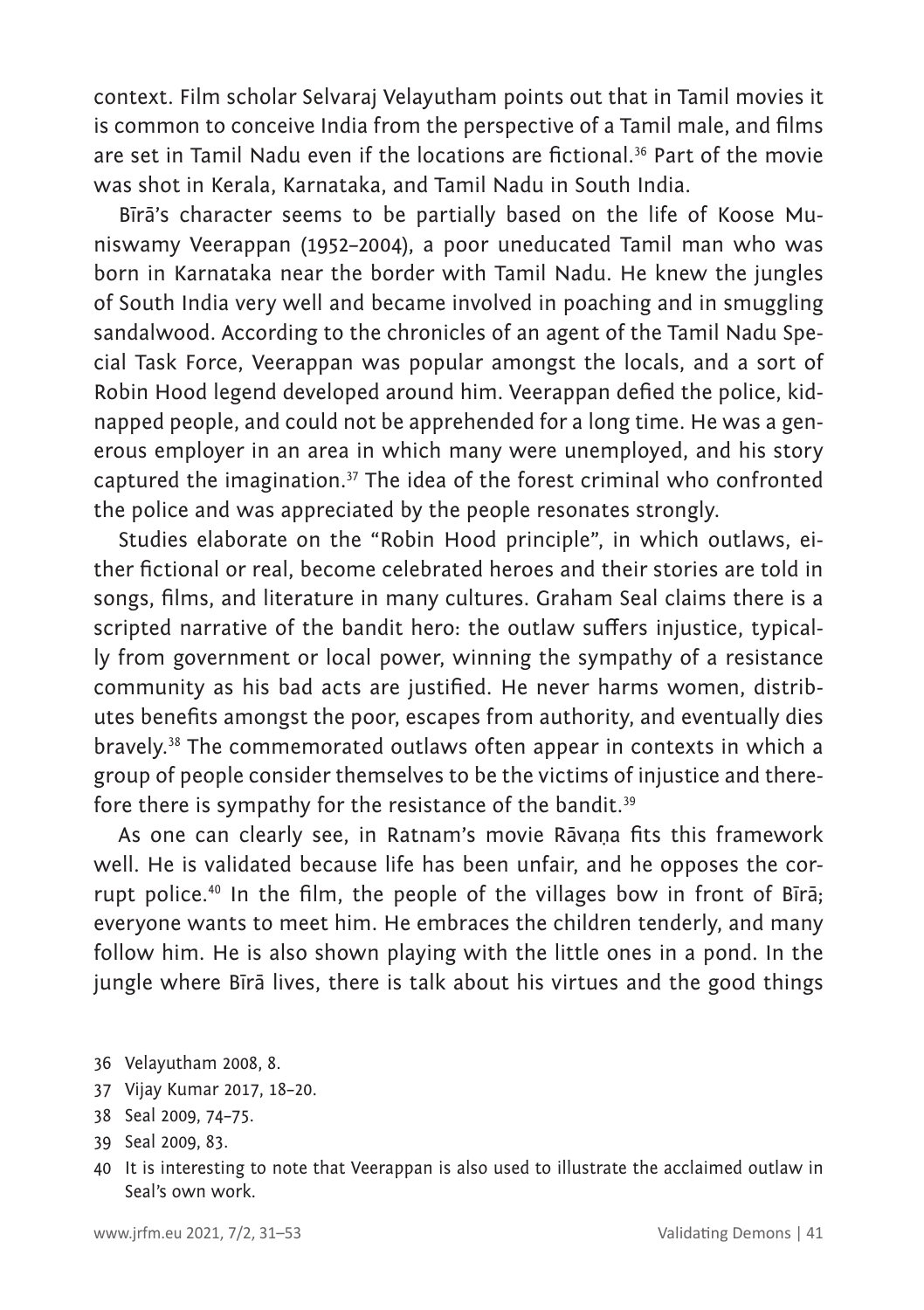context. Film scholar Selvaraj Velayutham points out that in Tamil movies it is common to conceive India from the perspective of a Tamil male, and films are set in Tamil Nadu even if the locations are fictional.[36] Part of the movie was shot in Kerala, Karnataka, and Tamil Nadu in South India.

Bīrā's character seems to be partially based on the life of Koose Muniswamy Veerappan (1952–2004), a poor uneducated Tamil man who was born in Karnataka near the border with Tamil Nadu. He knew the jungles of South India very well and became involved in poaching and in smuggling sandalwood. According to the chronicles of an agent of the Tamil Nadu Special Task Force, Veerappan was popular amongst the locals, and a sort of Robin Hood legend developed around him. Veerappan defied the police, kidnapped people, and could not be apprehended for a long time. He was a generous employer in an area in which many were unemployed, and his story captured the imagination.[37] The idea of the forest criminal who confronted the police and was appreciated by the people resonates strongly.

Studies elaborate on the "Robin Hood principle", in which outlaws, either fictional or real, become celebrated heroes and their stories are told in songs, films, and literature in many cultures. Graham Seal claims there is a scripted narrative of the bandit hero: the outlaw suffers injustice, typically from government or local power, winning the sympathy of a resistance community as his bad acts are justified. He never harms women, distributes benefits amongst the poor, escapes from authority, and eventually dies bravely.[38] The commemorated outlaws often appear in contexts in which a group of people consider themselves to be the victims of injustice and therefore there is sympathy for the resistance of the bandit.[39]

As one can clearly see, in Ratnam's movie Rāvaṇa fits this framework well. He is validated because life has been unfair, and he opposes the corrupt police.[40] In the film, the people of the villages bow in front of Bīrā; everyone wants to meet him. He embraces the children tenderly, and many follow him. He is also shown playing with the little ones in a pond. In the jungle where Bīrā lives, there is talk about his virtues and the good things

36 Velayutham 2008, 8.

37 Vijay Kumar 2017, 18–20.

38 Seal 2009, 74–75.

39 Seal 2009, 83.

40 It is interesting to note that Veerappan is also used to illustrate the acclaimed outlaw in Seal's own work.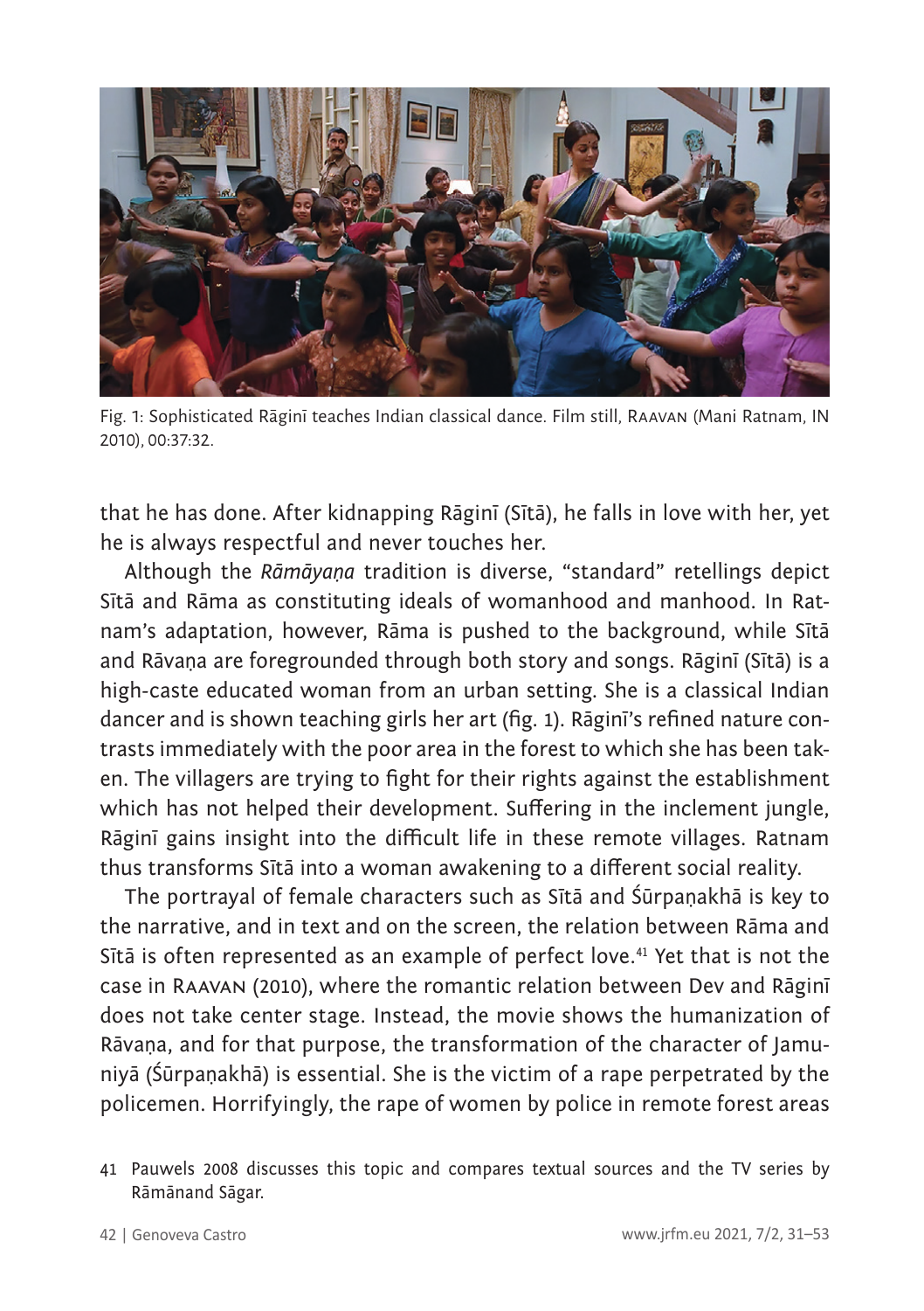Fig. 1: Sophisticated Rāginī teaches Indian classical dance. Film still, RAAVAN (Mani Ratnam, IN 2010), 00:37:32.

that he has done. After kidnapping Rāginī (Sītā), he falls in love with her, yet he is always respectful and never touches her.

Although the *Rāmāyaṇa* tradition is diverse, "standard" retellings depict Sītā and Rāma as constituting ideals of womanhood and manhood. In Ratnam's adaptation, however, Rāma is pushed to the background, while Sītā and Rāvaṇa are foregrounded through both story and songs. Rāginī (Sītā) is a high-caste educated woman from an urban setting. She is a classical Indian dancer and is shown teaching girls her art (fig. 1). Rāginī's refined nature contrasts immediately with the poor area in the forest to which she has been taken. The villagers are trying to fight for their rights against the establishment which has not helped their development. Suffering in the inclement jungle, Rāginī gains insight into the difficult life in these remote villages. Ratnam thus transforms Sītā into a woman awakening to a different social reality.

The portrayal of female characters such as Sītā and Śūrpaṇakhā is key to the narrative, and in text and on the screen, the relation between Rāma and Sītā is often represented as an example of perfect love.[41] Yet that is not the case in RAAVAN (2010), where the romantic relation between Dev and Rāginī does not take center stage. Instead, the movie shows the humanization of Rāvaṇa, and for that purpose, the transformation of the character of Jamuniyā (Śūrpaṇakhā) is essential. She is the victim of a rape perpetrated by the policemen. Horrifyingly, the rape of women by police in remote forest areas

41 Pauwels 2008 discusses this topic and compares textual sources and the TV series by Rāmānand Sāgar.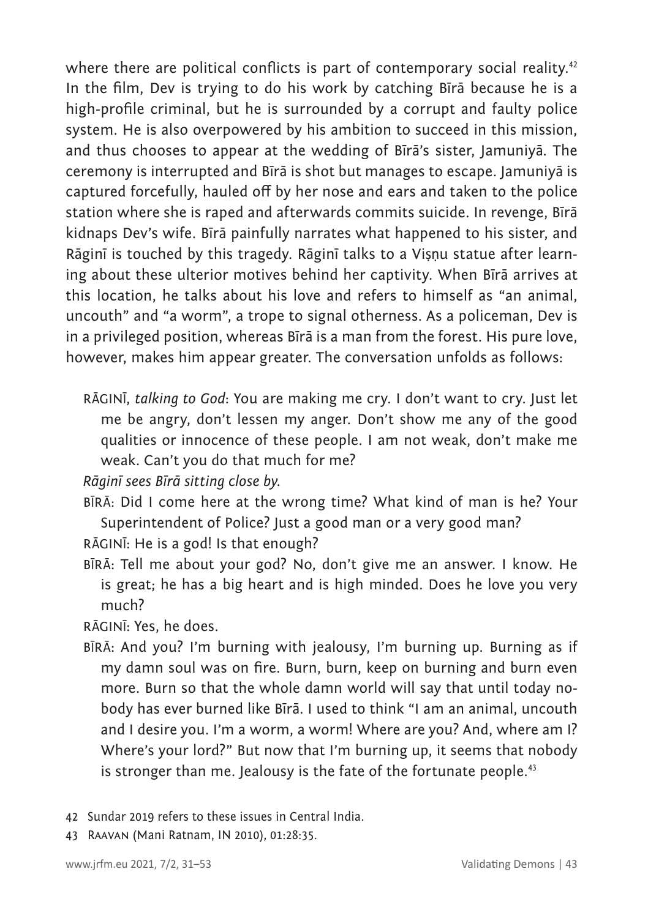where there are political conflicts is part of contemporary social reality.[42] In the film, Dev is trying to do his work by catching Bīrā because he is a high-profile criminal, but he is surrounded by a corrupt and faulty police system. He is also overpowered by his ambition to succeed in this mission, and thus chooses to appear at the wedding of Bīrā's sister, Jamuniyā. The ceremony is interrupted and Bīrā is shot but manages to escape. Jamuniyā is captured forcefully, hauled off by her nose and ears and taken to the police station where she is raped and afterwards commits suicide. In revenge, Bīrā kidnaps Dev's wife. Bīrā painfully narrates what happened to his sister, and Rāginī is touched by this tragedy. Rāginī talks to a Viṣṇu statue after learning about these ulterior motives behind her captivity. When Bīrā arrives at this location, he talks about his love and refers to himself as "an animal, uncouth" and "a worm", a trope to signal otherness. As a policeman, Dev is in a privileged position, whereas Bīrā is a man from the forest. His pure love, however, makes him appear greater. The conversation unfolds as follows:

> RĀGINĪ, *talking to God*: You are making me cry. I don't want to cry. Just let me be angry, don't lessen my anger. Don't show me any of the good qualities or innocence of these people. I am not weak, don't make me weak. Can't you do that much for me?
>
> *Rāginī sees Bīrā sitting close by.*
>
> BĪRĀ: Did I come here at the wrong time? What kind of man is he? Your Superintendent of Police? Just a good man or a very good man?
>
> RĀGINĪ: He is a god! Is that enough?
>
> BĪRĀ: Tell me about your god? No, don't give me an answer. I know. He is great; he has a big heart and is high minded. Does he love you very much?
>
> RĀGINĪ: Yes, he does.
>
> BĪRĀ: And you? I'm burning with jealousy, I'm burning up. Burning as if my damn soul was on fire. Burn, burn, keep on burning and burn even more. Burn so that the whole damn world will say that until today nobody has ever burned like Bīrā. I used to think "I am an animal, uncouth and I desire you. I'm a worm, a worm! Where are you? And, where am I? Where's your lord?" But now that I'm burning up, it seems that nobody is stronger than me. Jealousy is the fate of the fortunate people.[43]

42 Sundar 2019 refers to these issues in Central India.

43 RAAVAN (Mani Ratnam, IN 2010), 01:28:35.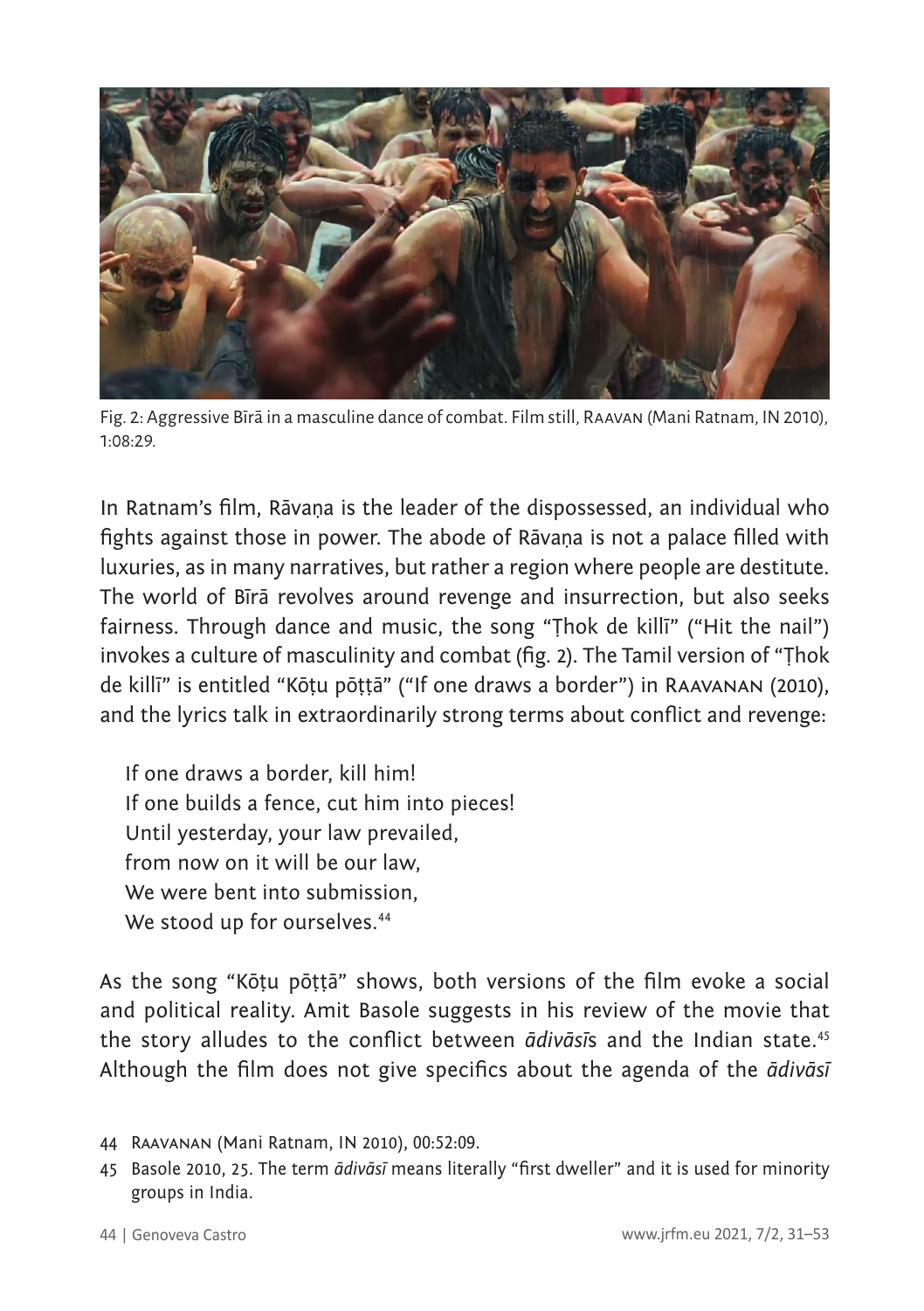Fig. 2: Aggressive Bīrā in a masculine dance of combat. Film still, RAAVAN (Mani Ratnam, IN 2010), 1:08:29.

In Ratnam's film, Rāvaṇa is the leader of the dispossessed, an individual who fights against those in power. The abode of Rāvaṇa is not a palace filled with luxuries, as in many narratives, but rather a region where people are destitute. The world of Bīrā revolves around revenge and insurrection, but also seeks fairness. Through dance and music, the song "Ṭhok de killī" ("Hit the nail") invokes a culture of masculinity and combat (fig. 2). The Tamil version of "Ṭhok de killī" is entitled "Kōṭu pōṭṭā" ("If one draws a border") in RAAVANAN (2010), and the lyrics talk in extraordinarily strong terms about conflict and revenge:

> If one draws a border, kill him!
> If one builds a fence, cut him into pieces!
> Until yesterday, your law prevailed,
> from now on it will be our law,
> We were bent into submission,
> We stood up for ourselves.[44]

As the song "Kōṭu pōṭṭā" shows, both versions of the film evoke a social and political reality. Amit Basole suggests in his review of the movie that the story alludes to the conflict between *ādivāsī*s and the Indian state.[45] Although the film does not give specifics about the agenda of the *ādivāsī*

44 RAAVANAN (Mani Ratnam, IN 2010), 00:52:09.

45 Basole 2010, 25. The term *ādivāsī* means literally "first dweller" and it is used for minority groups in India.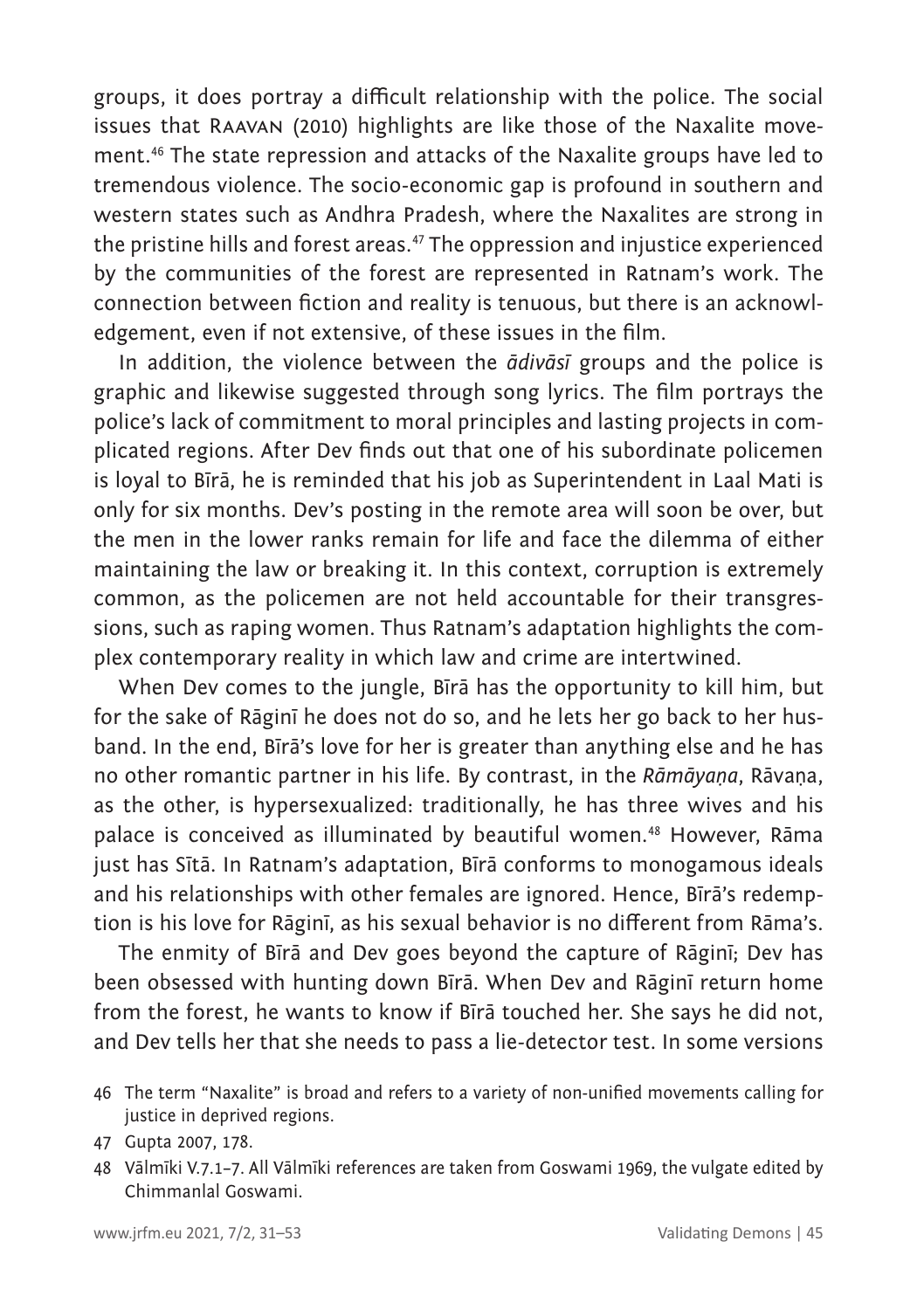groups, it does portray a difficult relationship with the police. The social issues that RAAVAN (2010) highlights are like those of the Naxalite movement.[46] The state repression and attacks of the Naxalite groups have led to tremendous violence. The socio-economic gap is profound in southern and western states such as Andhra Pradesh, where the Naxalites are strong in the pristine hills and forest areas.[47] The oppression and injustice experienced by the communities of the forest are represented in Ratnam's work. The connection between fiction and reality is tenuous, but there is an acknowledgement, even if not extensive, of these issues in the film.

In addition, the violence between the *ādivāsī* groups and the police is graphic and likewise suggested through song lyrics. The film portrays the police's lack of commitment to moral principles and lasting projects in complicated regions. After Dev finds out that one of his subordinate policemen is loyal to Bīrā, he is reminded that his job as Superintendent in Laal Mati is only for six months. Dev's posting in the remote area will soon be over, but the men in the lower ranks remain for life and face the dilemma of either maintaining the law or breaking it. In this context, corruption is extremely common, as the policemen are not held accountable for their transgressions, such as raping women. Thus Ratnam's adaptation highlights the complex contemporary reality in which law and crime are intertwined.

When Dev comes to the jungle, Bīrā has the opportunity to kill him, but for the sake of Rāginī he does not do so, and he lets her go back to her husband. In the end, Bīrā's love for her is greater than anything else and he has no other romantic partner in his life. By contrast, in the *Rāmāyaṇa*, Rāvaṇa, as the other, is hypersexualized: traditionally, he has three wives and his palace is conceived as illuminated by beautiful women.[48] However, Rāma just has Sītā. In Ratnam's adaptation, Bīrā conforms to monogamous ideals and his relationships with other females are ignored. Hence, Bīrā's redemption is his love for Rāginī, as his sexual behavior is no different from Rāma's.

The enmity of Bīrā and Dev goes beyond the capture of Rāginī; Dev has been obsessed with hunting down Bīrā. When Dev and Rāginī return home from the forest, he wants to know if Bīrā touched her. She says he did not, and Dev tells her that she needs to pass a lie-detector test. In some versions

46 The term "Naxalite" is broad and refers to a variety of non-unified movements calling for justice in deprived regions.

47 Gupta 2007, 178.

48 Vālmīki V.7.1–7. All Vālmīki references are taken from Goswami 1969, the vulgate edited by Chimmanlal Goswami.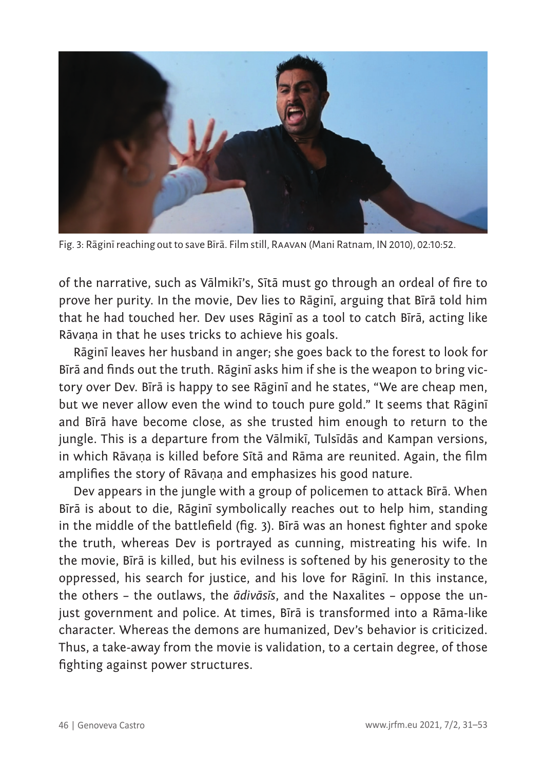Fig. 3: Rāginī reaching out to save Bīrā. Film still, RAAVAN (Mani Ratnam, IN 2010), 02:10:52.

of the narrative, such as Vālmikī's, Sītā must go through an ordeal of fire to prove her purity. In the movie, Dev lies to Rāginī, arguing that Bīrā told him that he had touched her. Dev uses Rāginī as a tool to catch Bīrā, acting like Rāvaṇa in that he uses tricks to achieve his goals.

Rāginī leaves her husband in anger; she goes back to the forest to look for Bīrā and finds out the truth. Rāginī asks him if she is the weapon to bring victory over Dev. Bīrā is happy to see Rāginī and he states, "We are cheap men, but we never allow even the wind to touch pure gold." It seems that Rāginī and Bīrā have become close, as she trusted him enough to return to the jungle. This is a departure from the Vālmikī, Tulsīdās and Kampan versions, in which Rāvaṇa is killed before Sītā and Rāma are reunited. Again, the film amplifies the story of Rāvaṇa and emphasizes his good nature.

Dev appears in the jungle with a group of policemen to attack Bīrā. When Bīrā is about to die, Rāginī symbolically reaches out to help him, standing in the middle of the battlefield (fig. 3). Bīrā was an honest fighter and spoke the truth, whereas Dev is portrayed as cunning, mistreating his wife. In the movie, Bīrā is killed, but his evilness is softened by his generosity to the oppressed, his search for justice, and his love for Rāginī. In this instance, the others – the outlaws, the *ādivāsīs*, and the Naxalites – oppose the unjust government and police. At times, Bīrā is transformed into a Rāma-like character. Whereas the demons are humanized, Dev's behavior is criticized. Thus, a take-away from the movie is validation, to a certain degree, of those fighting against power structures.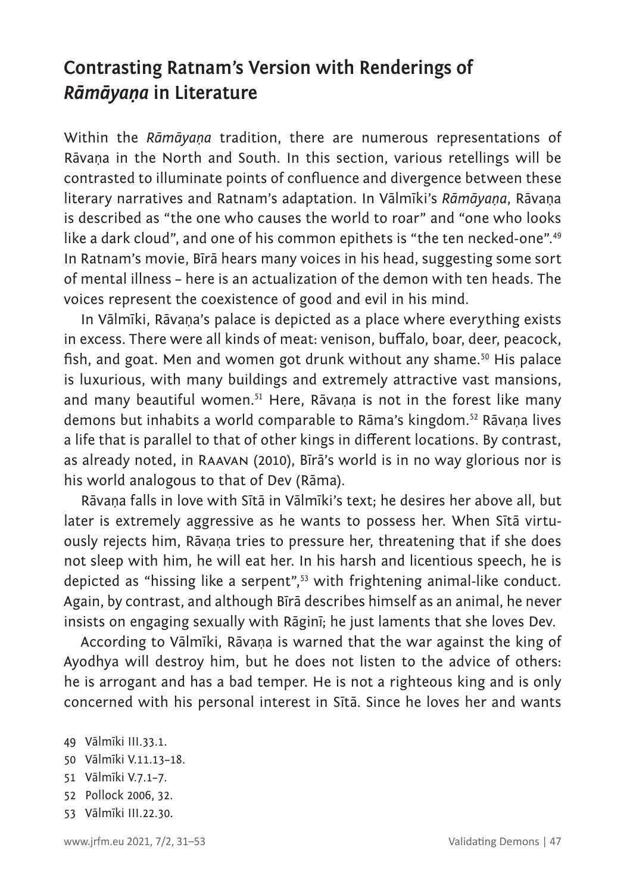## Contrasting Ratnam's Version with Renderings of *Rāmāyaṇa* in Literature

Within the *Rāmāyaṇa* tradition, there are numerous representations of Rāvaṇa in the North and South. In this section, various retellings will be contrasted to illuminate points of confluence and divergence between these literary narratives and Ratnam's adaptation. In Vālmīki's *Rāmāyaṇa*, Rāvaṇa is described as "the one who causes the world to roar" and "one who looks like a dark cloud", and one of his common epithets is "the ten necked-one".[49] In Ratnam's movie, Bīrā hears many voices in his head, suggesting some sort of mental illness – here is an actualization of the demon with ten heads. The voices represent the coexistence of good and evil in his mind.

In Vālmīki, Rāvaṇa's palace is depicted as a place where everything exists in excess. There were all kinds of meat: venison, buffalo, boar, deer, peacock, fish, and goat. Men and women got drunk without any shame.[50] His palace is luxurious, with many buildings and extremely attractive vast mansions, and many beautiful women.[51] Here, Rāvaṇa is not in the forest like many demons but inhabits a world comparable to Rāma's kingdom.[52] Rāvaṇa lives a life that is parallel to that of other kings in different locations. By contrast, as already noted, in Raavan (2010), Bīrā's world is in no way glorious nor is his world analogous to that of Dev (Rāma).

Rāvaṇa falls in love with Sītā in Vālmīki's text; he desires her above all, but later is extremely aggressive as he wants to possess her. When Sītā virtuously rejects him, Rāvaṇa tries to pressure her, threatening that if she does not sleep with him, he will eat her. In his harsh and licentious speech, he is depicted as "hissing like a serpent",[53] with frightening animal-like conduct. Again, by contrast, and although Bīrā describes himself as an animal, he never insists on engaging sexually with Rāginī; he just laments that she loves Dev.

According to Vālmīki, Rāvaṇa is warned that the war against the king of Ayodhya will destroy him, but he does not listen to the advice of others: he is arrogant and has a bad temper. He is not a righteous king and is only concerned with his personal interest in Sītā. Since he loves her and wants

49 Vālmīki III.33.1.

50 Vālmīki V.11.13–18.

51 Vālmīki V.7.1–7.

52 Pollock 2006, 32.

53 Vālmīki III.22.30.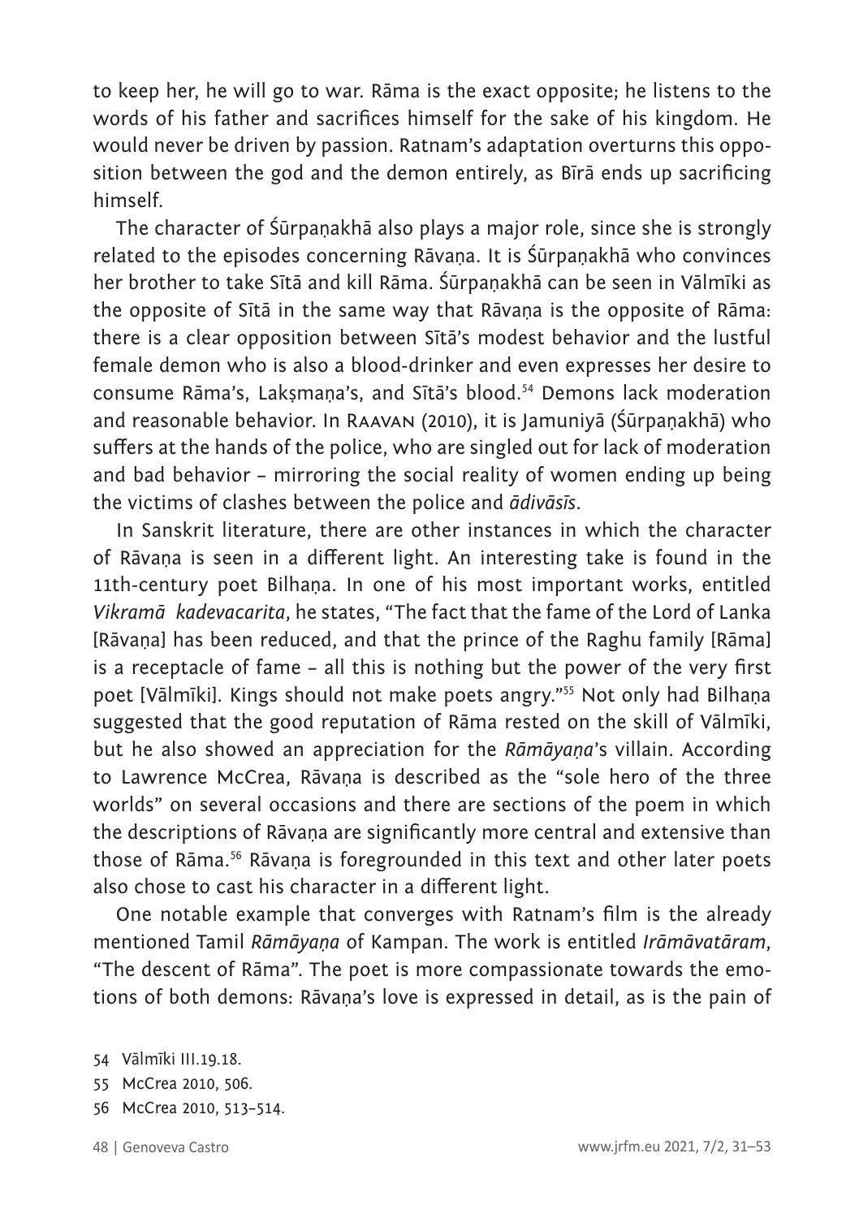to keep her, he will go to war. Rāma is the exact opposite; he listens to the words of his father and sacrifices himself for the sake of his kingdom. He would never be driven by passion. Ratnam's adaptation overturns this opposition between the god and the demon entirely, as Bīrā ends up sacrificing himself.

The character of Śūrpaṇakhā also plays a major role, since she is strongly related to the episodes concerning Rāvaṇa. It is Śūrpaṇakhā who convinces her brother to take Sītā and kill Rāma. Śūrpaṇakhā can be seen in Vālmīki as the opposite of Sītā in the same way that Rāvaṇa is the opposite of Rāma: there is a clear opposition between Sītā's modest behavior and the lustful female demon who is also a blood-drinker and even expresses her desire to consume Rāma's, Lakṣmaṇa's, and Sītā's blood.[54] Demons lack moderation and reasonable behavior. In Raavan (2010), it is Jamuniyā (Śūrpaṇakhā) who suffers at the hands of the police, who are singled out for lack of moderation and bad behavior – mirroring the social reality of women ending up being the victims of clashes between the police and *ādivāsīs*.

In Sanskrit literature, there are other instances in which the character of Rāvaṇa is seen in a different light. An interesting take is found in the 11th-century poet Bilhaṇa. In one of his most important works, entitled *Vikramā kadevacarita*, he states, "The fact that the fame of the Lord of Lanka [Rāvaṇa] has been reduced, and that the prince of the Raghu family [Rāma] is a receptacle of fame – all this is nothing but the power of the very first poet [Vālmīki]. Kings should not make poets angry."[55] Not only had Bilhaṇa suggested that the good reputation of Rāma rested on the skill of Vālmīki, but he also showed an appreciation for the *Rāmāyaṇa*'s villain. According to Lawrence McCrea, Rāvaṇa is described as the "sole hero of the three worlds" on several occasions and there are sections of the poem in which the descriptions of Rāvaṇa are significantly more central and extensive than those of Rāma.[56] Rāvaṇa is foregrounded in this text and other later poets also chose to cast his character in a different light.

One notable example that converges with Ratnam's film is the already mentioned Tamil *Rāmāyaṇa* of Kampan. The work is entitled *Irāmāvatāram*, "The descent of Rāma". The poet is more compassionate towards the emotions of both demons: Rāvaṇa's love is expressed in detail, as is the pain of

54 Vālmīki III.19.18.

55 McCrea 2010, 506.

56 McCrea 2010, 513–514.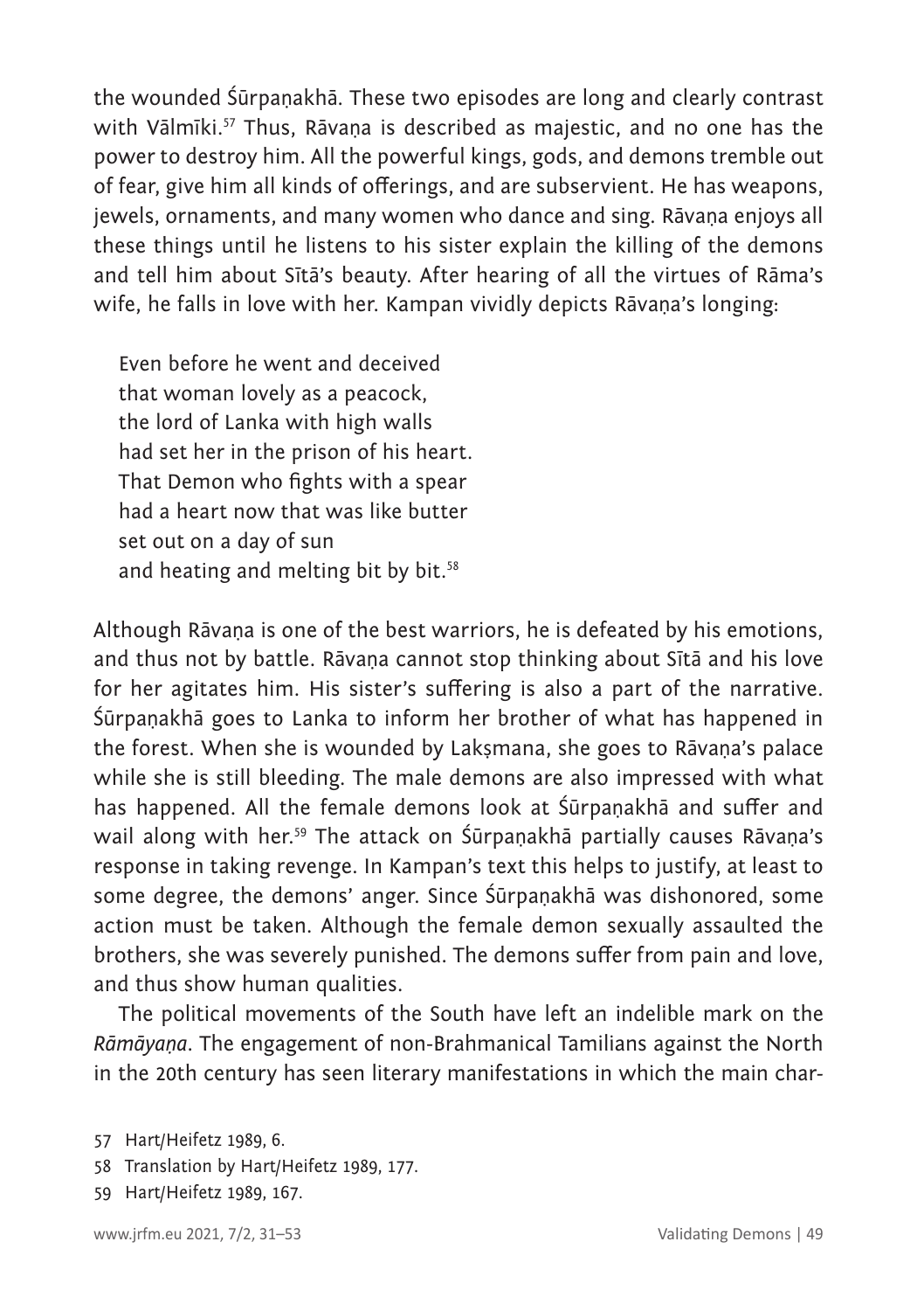the wounded Śūrpaṇakhā. These two episodes are long and clearly contrast with Vālmīki.[57] Thus, Rāvaṇa is described as majestic, and no one has the power to destroy him. All the powerful kings, gods, and demons tremble out of fear, give him all kinds of offerings, and are subservient. He has weapons, jewels, ornaments, and many women who dance and sing. Rāvaṇa enjoys all these things until he listens to his sister explain the killing of the demons and tell him about Sītā's beauty. After hearing of all the virtues of Rāma's wife, he falls in love with her. Kampan vividly depicts Rāvaṇa's longing:

> Even before he went and deceived
> that woman lovely as a peacock,
> the lord of Lanka with high walls
> had set her in the prison of his heart.
> That Demon who fights with a spear
> had a heart now that was like butter
> set out on a day of sun
> and heating and melting bit by bit.[58]

Although Rāvaṇa is one of the best warriors, he is defeated by his emotions, and thus not by battle. Rāvaṇa cannot stop thinking about Sītā and his love for her agitates him. His sister's suffering is also a part of the narrative. Śūrpaṇakhā goes to Lanka to inform her brother of what has happened in the forest. When she is wounded by Lakṣmana, she goes to Rāvaṇa's palace while she is still bleeding. The male demons are also impressed with what has happened. All the female demons look at Śūrpaṇakhā and suffer and wail along with her.[59] The attack on Śūrpaṇakhā partially causes Rāvaṇa's response in taking revenge. In Kampan's text this helps to justify, at least to some degree, the demons' anger. Since Śūrpaṇakhā was dishonored, some action must be taken. Although the female demon sexually assaulted the brothers, she was severely punished. The demons suffer from pain and love, and thus show human qualities.

The political movements of the South have left an indelible mark on the *Rāmāyaṇa*. The engagement of non-Brahmanical Tamilians against the North in the 20th century has seen literary manifestations in which the main char-

57 Hart/Heifetz 1989, 6.

58 Translation by Hart/Heifetz 1989, 177.

59 Hart/Heifetz 1989, 167.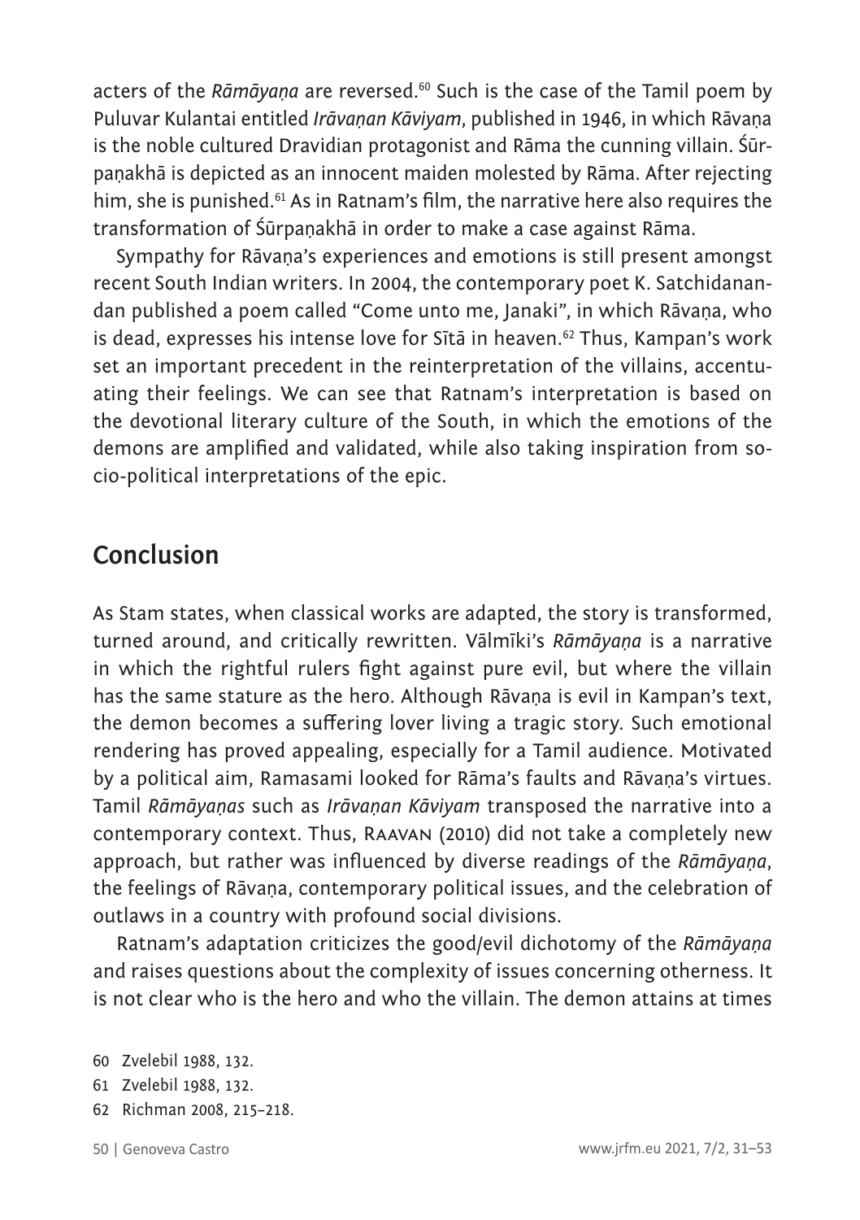acters of the *Rāmāyaṇa* are reversed.[60] Such is the case of the Tamil poem by Puluvar Kulantai entitled *Irāvaṇan Kāviyam*, published in 1946, in which Rāvaṇa is the noble cultured Dravidian protagonist and Rāma the cunning villain. Śūrpaṇakhā is depicted as an innocent maiden molested by Rāma. After rejecting him, she is punished.[61] As in Ratnam's film, the narrative here also requires the transformation of Śūrpaṇakhā in order to make a case against Rāma.

Sympathy for Rāvaṇa's experiences and emotions is still present amongst recent South Indian writers. In 2004, the contemporary poet K. Satchidanandan published a poem called "Come unto me, Janaki", in which Rāvaṇa, who is dead, expresses his intense love for Sītā in heaven.[62] Thus, Kampan's work set an important precedent in the reinterpretation of the villains, accentuating their feelings. We can see that Ratnam's interpretation is based on the devotional literary culture of the South, in which the emotions of the demons are amplified and validated, while also taking inspiration from socio-political interpretations of the epic.

## Conclusion

As Stam states, when classical works are adapted, the story is transformed, turned around, and critically rewritten. Vālmīki's *Rāmāyaṇa* is a narrative in which the rightful rulers fight against pure evil, but where the villain has the same stature as the hero. Although Rāvaṇa is evil in Kampan's text, the demon becomes a suffering lover living a tragic story. Such emotional rendering has proved appealing, especially for a Tamil audience. Motivated by a political aim, Ramasami looked for Rāma's faults and Rāvaṇa's virtues. Tamil *Rāmāyaṇas* such as *Irāvaṇan Kāviyam* transposed the narrative into a contemporary context. Thus, RAAVAN (2010) did not take a completely new approach, but rather was influenced by diverse readings of the *Rāmāyaṇa*, the feelings of Rāvaṇa, contemporary political issues, and the celebration of outlaws in a country with profound social divisions.

Ratnam's adaptation criticizes the good/evil dichotomy of the *Rāmāyaṇa* and raises questions about the complexity of issues concerning otherness. It is not clear who is the hero and who the villain. The demon attains at times

60 Zvelebil 1988, 132.

61 Zvelebil 1988, 132.

62 Richman 2008, 215–218.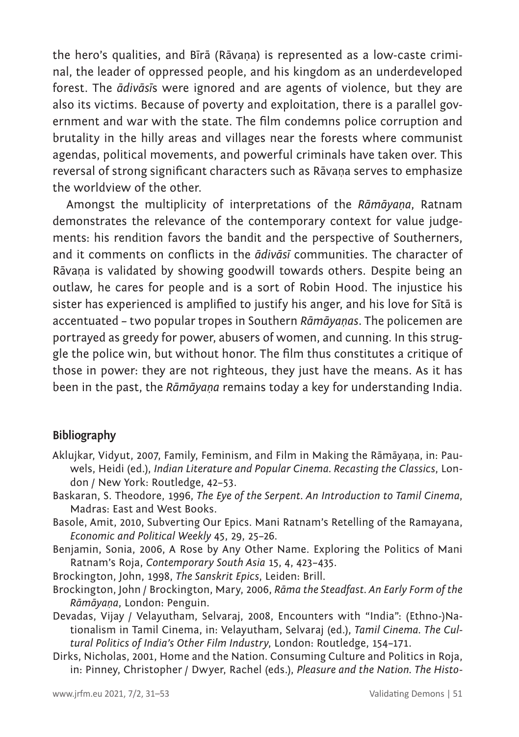the hero's qualities, and Bīrā (Rāvaṇa) is represented as a low-caste criminal, the leader of oppressed people, and his kingdom as an underdeveloped forest. The *ādivāsī*s were ignored and are agents of violence, but they are also its victims. Because of poverty and exploitation, there is a parallel government and war with the state. The film condemns police corruption and brutality in the hilly areas and villages near the forests where communist agendas, political movements, and powerful criminals have taken over. This reversal of strong significant characters such as Rāvaṇa serves to emphasize the worldview of the other.

Amongst the multiplicity of interpretations of the *Rāmāyaṇa*, Ratnam demonstrates the relevance of the contemporary context for value judgements: his rendition favors the bandit and the perspective of Southerners, and it comments on conflicts in the *ādivāsī* communities. The character of Rāvaṇa is validated by showing goodwill towards others. Despite being an outlaw, he cares for people and is a sort of Robin Hood. The injustice his sister has experienced is amplified to justify his anger, and his love for Sītā is accentuated – two popular tropes in Southern *Rāmāyaṇas*. The policemen are portrayed as greedy for power, abusers of women, and cunning. In this struggle the police win, but without honor. The film thus constitutes a critique of those in power: they are not righteous, they just have the means. As it has been in the past, the *Rāmāyaṇa* remains today a key for understanding India.

## Bibliography

Aklujkar, Vidyut, 2007, Family, Feminism, and Film in Making the Rāmāyaṇa, in: Pauwels, Heidi (ed.), *Indian Literature and Popular Cinema. Recasting the Classics*, London / New York: Routledge, 42–53.

Baskaran, S. Theodore, 1996, *The Eye of the Serpent. An Introduction to Tamil Cinema*, Madras: East and West Books.

Basole, Amit, 2010, Subverting Our Epics. Mani Ratnam's Retelling of the Ramayana, *Economic and Political Weekly* 45, 29, 25–26.

Benjamin, Sonia, 2006, A Rose by Any Other Name. Exploring the Politics of Mani Ratnam's Roja, *Contemporary South Asia* 15, 4, 423–435.

Brockington, John, 1998, *The Sanskrit Epics*, Leiden: Brill.

Brockington, John / Brockington, Mary, 2006, *Rāma the Steadfast. An Early Form of the Rāmāyaṇa*, London: Penguin.

Devadas, Vijay / Velayutham, Selvaraj, 2008, Encounters with "India": (Ethno-)Nationalism in Tamil Cinema, in: Velayutham, Selvaraj (ed.), *Tamil Cinema. The Cultural Politics of India's Other Film Industry*, London: Routledge, 154–171.

Dirks, Nicholas, 2001, Home and the Nation. Consuming Culture and Politics in Roja, in: Pinney, Christopher / Dwyer, Rachel (eds.), *Pleasure and the Nation. The Histo-*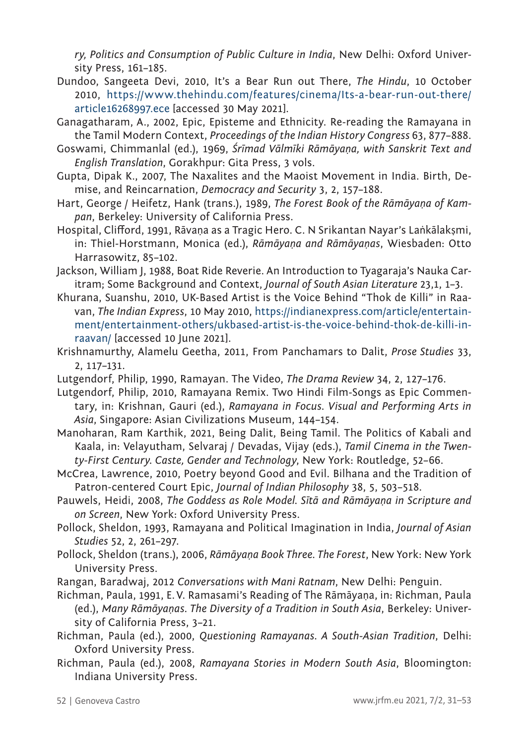*ry, Politics and Consumption of Public Culture in India*, New Delhi: Oxford University Press, 161–185.

Dundoo, Sangeeta Devi, 2010, It's a Bear Run out There, *The Hindu*, 10 October 2010, https://www.thehindu.com/features/cinema/Its-a-bear-run-out-there/article16268997.ece [accessed 30 May 2021].

Ganagatharam, A., 2002, Epic, Episteme and Ethnicity. Re-reading the Ramayana in the Tamil Modern Context, *Proceedings of the Indian History Congress* 63, 877–888.

Goswami, Chimmanlal (ed.), 1969, *Śrīmad Vālmīki Rāmāyaṇa, with Sanskrit Text and English Translation*, Gorakhpur: Gita Press, 3 vols.

Gupta, Dipak K., 2007, The Naxalites and the Maoist Movement in India. Birth, Demise, and Reincarnation, *Democracy and Security* 3, 2, 157–188.

Hart, George / Heifetz, Hank (trans.), 1989, *The Forest Book of the Rāmāyaṇa of Kampan*, Berkeley: University of California Press.

Hospital, Clifford, 1991, Rāvaṇa as a Tragic Hero. C. N Srikantan Nayar's Laṅkālakṣmi, in: Thiel-Horstmann, Monica (ed.), *Rāmāyaṇa and Rāmāyaṇas*, Wiesbaden: Otto Harrasowitz, 85–102.

Jackson, William J, 1988, Boat Ride Reverie. An Introduction to Tyagaraja's Nauka Caritram; Some Background and Context, *Journal of South Asian Literature* 23,1, 1–3.

Khurana, Suanshu, 2010, UK-Based Artist is the Voice Behind "Thok de Killi" in Raavan, *The Indian Express*, 10 May 2010, https://indianexpress.com/article/entertainment/entertainment-others/ukbased-artist-is-the-voice-behind-thok-de-killi-in-raavan/ [accessed 10 June 2021].

Krishnamurthy, Alamelu Geetha, 2011, From Panchamars to Dalit, *Prose Studies* 33, 2, 117–131.

Lutgendorf, Philip, 1990, Ramayan. The Video, *The Drama Review* 34, 2, 127–176.

Lutgendorf, Philip, 2010, Ramayana Remix. Two Hindi Film-Songs as Epic Commentary, in: Krishnan, Gauri (ed.), *Ramayana in Focus. Visual and Performing Arts in Asia*, Singapore: Asian Civilizations Museum, 144–154.

Manoharan, Ram Karthik, 2021, Being Dalit, Being Tamil. The Politics of Kabali and Kaala, in: Velayutham, Selvaraj / Devadas, Vijay (eds.), *Tamil Cinema in the Twenty-First Century. Caste, Gender and Technology*, New York: Routledge, 52–66.

McCrea, Lawrence, 2010, Poetry beyond Good and Evil. Bilhana and the Tradition of Patron-centered Court Epic, *Journal of Indian Philosophy* 38, 5, 503–518.

Pauwels, Heidi, 2008, *The Goddess as Role Model. Sītā and Rāmāyaṇa in Scripture and on Screen*, New York: Oxford University Press.

Pollock, Sheldon, 1993, Ramayana and Political Imagination in India, *Journal of Asian Studies* 52, 2, 261–297.

Pollock, Sheldon (trans.), 2006, *Rāmāyaṇa Book Three. The Forest*, New York: New York University Press.

Rangan, Baradwaj, 2012 *Conversations with Mani Ratnam*, New Delhi: Penguin.

Richman, Paula, 1991, E. V. Ramasami's Reading of The Rāmāyaṇa, in: Richman, Paula (ed.), *Many Rāmāyaṇas. The Diversity of a Tradition in South Asia*, Berkeley: University of California Press, 3–21.

Richman, Paula (ed.), 2000, *Questioning Ramayanas. A South-Asian Tradition*, Delhi: Oxford University Press.

Richman, Paula (ed.), 2008, *Ramayana Stories in Modern South Asia*, Bloomington: Indiana University Press.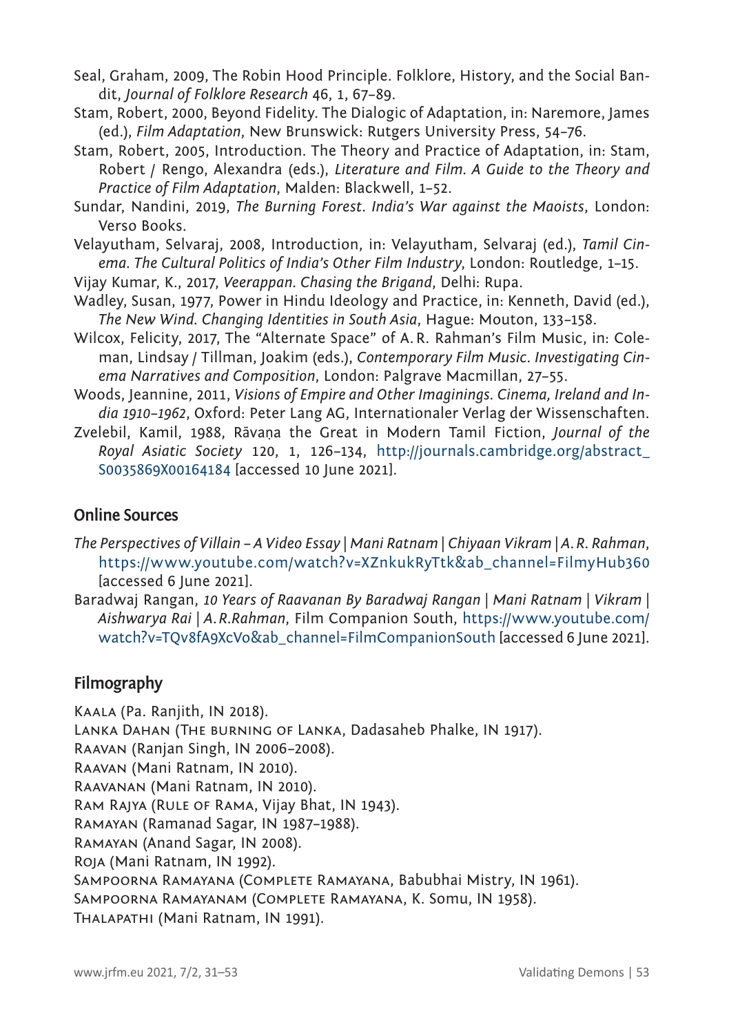Seal, Graham, 2009, The Robin Hood Principle. Folklore, History, and the Social Bandit, *Journal of Folklore Research* 46, 1, 67–89.

Stam, Robert, 2000, Beyond Fidelity. The Dialogic of Adaptation, in: Naremore, James (ed.), *Film Adaptation*, New Brunswick: Rutgers University Press, 54–76.

Stam, Robert, 2005, Introduction. The Theory and Practice of Adaptation, in: Stam, Robert / Rengo, Alexandra (eds.), *Literature and Film. A Guide to the Theory and Practice of Film Adaptation*, Malden: Blackwell, 1–52.

Sundar, Nandini, 2019, *The Burning Forest. India's War against the Maoists*, London: Verso Books.

Velayutham, Selvaraj, 2008, Introduction, in: Velayutham, Selvaraj (ed.), *Tamil Cinema. The Cultural Politics of India's Other Film Industry*, London: Routledge, 1–15.

Vijay Kumar, K., 2017, *Veerappan. Chasing the Brigand*, Delhi: Rupa.

Wadley, Susan, 1977, Power in Hindu Ideology and Practice, in: Kenneth, David (ed.), *The New Wind. Changing Identities in South Asia*, Hague: Mouton, 133–158.

Wilcox, Felicity, 2017, The "Alternate Space" of A. R. Rahman's Film Music, in: Coleman, Lindsay / Tillman, Joakim (eds.), *Contemporary Film Music. Investigating Cinema Narratives and Composition*, London: Palgrave Macmillan, 27–55.

Woods, Jeannine, 2011, *Visions of Empire and Other Imaginings. Cinema, Ireland and India 1910–1962*, Oxford: Peter Lang AG, Internationaler Verlag der Wissenschaften.

Zvelebil, Kamil, 1988, Rāvaṇa the Great in Modern Tamil Fiction, *Journal of the Royal Asiatic Society* 120, 1, 126–134, http://journals.cambridge.org/abstract_S0035869X00164184 [accessed 10 June 2021].

## Online Sources

*The Perspectives of Villain – A Video Essay | Mani Ratnam | Chiyaan Vikram | A. R. Rahman*, https://www.youtube.com/watch?v=XZnkukRyTtk&ab_channel=FilmyHub360 [accessed 6 June 2021].

Baradwaj Rangan, *10 Years of Raavanan By Baradwaj Rangan | Mani Ratnam | Vikram | Aishwarya Rai | A. R. Rahman*, Film Companion South, https://www.youtube.com/watch?v=TQv8fA9XcVo&ab_channel=FilmCompanionSouth [accessed 6 June 2021].

## Filmography

Kaala (Pa. Ranjith, IN 2018).
Lanka Dahan (The burning of Lanka, Dadasaheb Phalke, IN 1917).
Raavan (Ranjan Singh, IN 2006–2008).
Raavan (Mani Ratnam, IN 2010).
Raavanan (Mani Ratnam, IN 2010).
Ram Rajya (Rule of Rama, Vijay Bhat, IN 1943).
Ramayan (Ramanad Sagar, IN 1987–1988).
Ramayan (Anand Sagar, IN 2008).
Roja (Mani Ratnam, IN 1992).
Sampoorna Ramayana (Complete Ramayana, Babubhai Mistry, IN 1961).
Sampoorna Ramayanam (Complete Ramayana, K. Somu, IN 1958).
Thalapathi (Mani Ratnam, IN 1991).